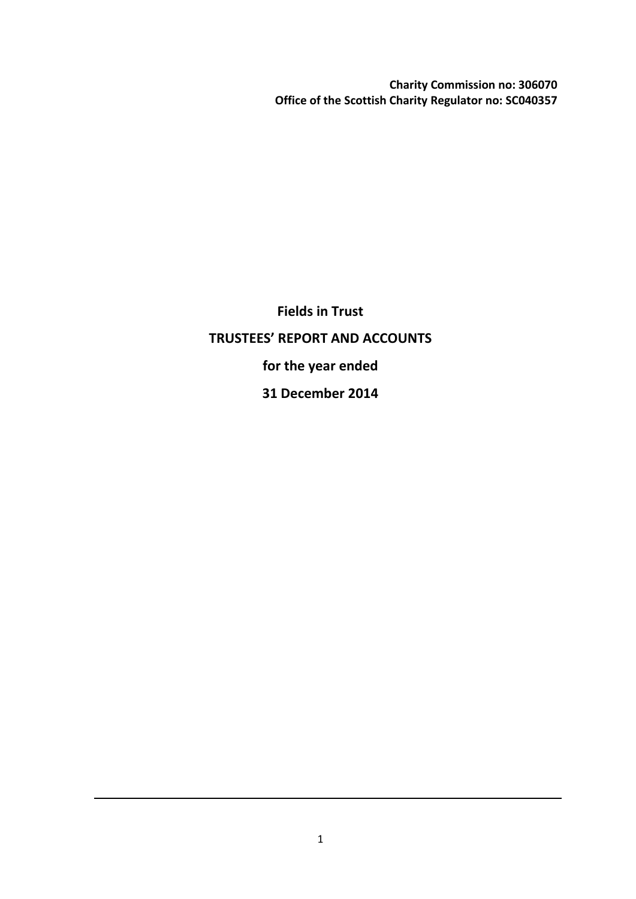**Charity Commission no: 306070**
**Office of the Scottish Charity Regulator no: SC040357**

# Fields in Trust

## TRUSTEES' REPORT AND ACCOUNTS

**for the year ended**

**31 December 2014**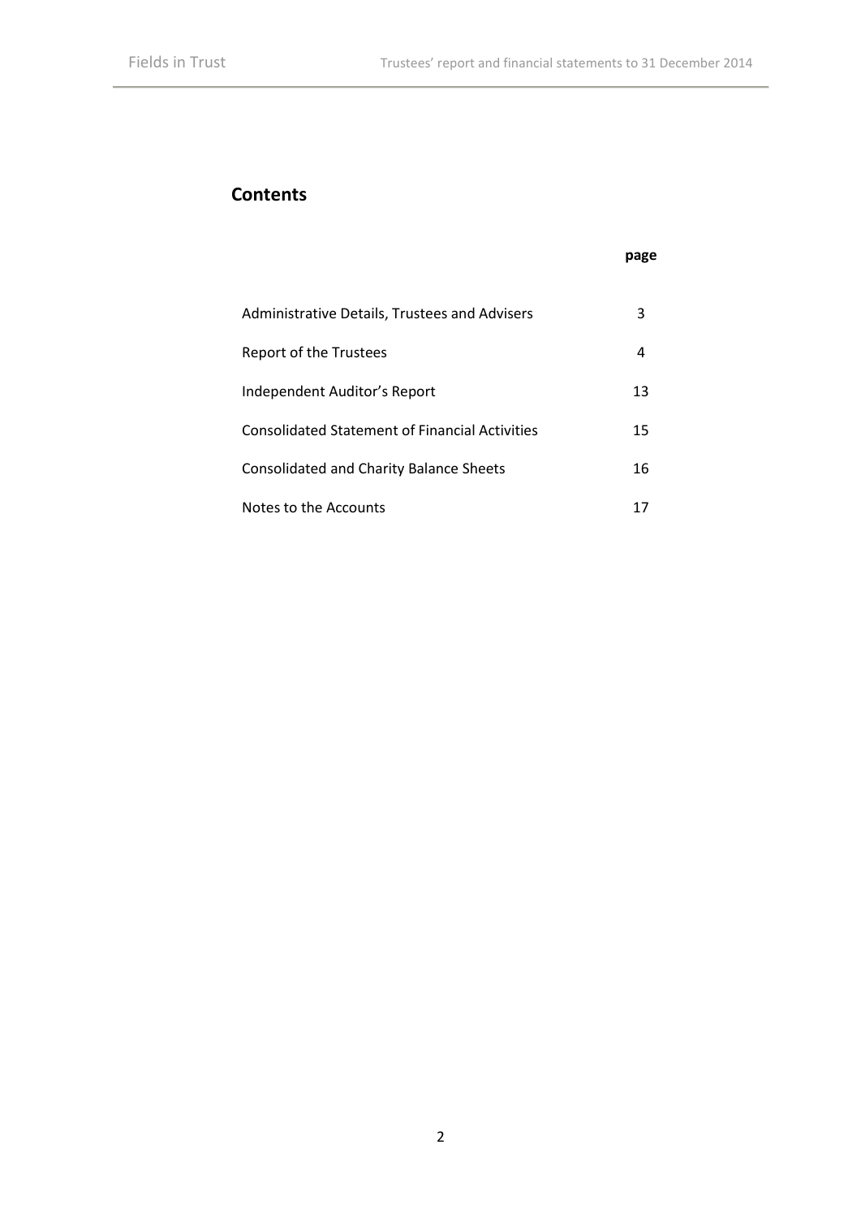## Contents

| | page |
|---|---|
| Administrative Details, Trustees and Advisers | 3 |
| Report of the Trustees | 4 |
| Independent Auditor's Report | 13 |
| Consolidated Statement of Financial Activities | 15 |
| Consolidated and Charity Balance Sheets | 16 |
| Notes to the Accounts | 17 |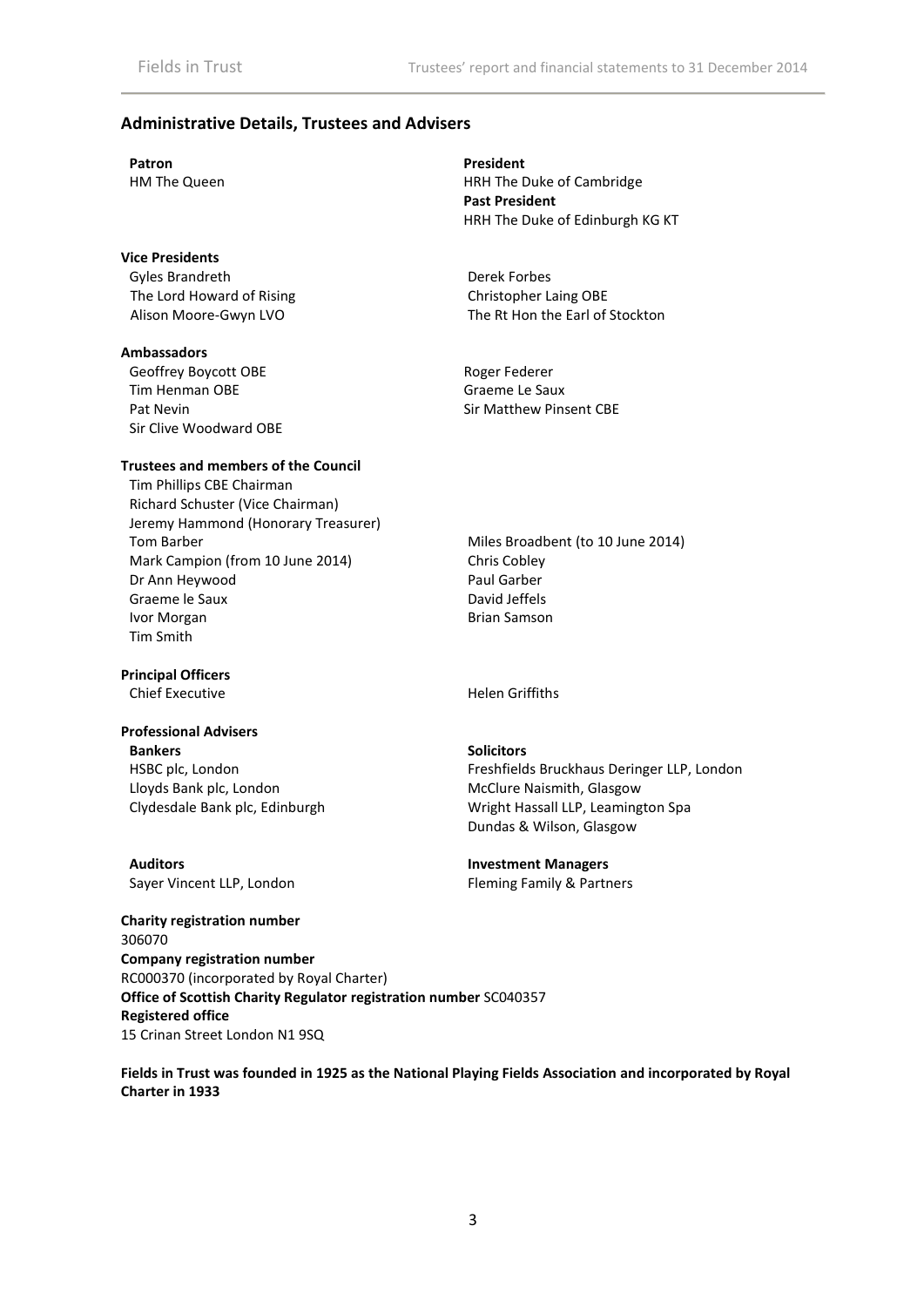## Administrative Details, Trustees and Advisers

**Patron**
HM The Queen

**President**
HRH The Duke of Cambridge

**Past President**
HRH The Duke of Edinburgh KG KT

**Vice Presidents**
Gyles Brandreth
The Lord Howard of Rising
Alison Moore-Gwyn LVO
Derek Forbes
Christopher Laing OBE
The Rt Hon the Earl of Stockton

**Ambassadors**
Geoffrey Boycott OBE
Tim Henman OBE
Pat Nevin
Sir Clive Woodward OBE
Roger Federer
Graeme Le Saux
Sir Matthew Pinsent CBE

**Trustees and members of the Council**
Tim Phillips CBE Chairman
Richard Schuster (Vice Chairman)
Jeremy Hammond (Honorary Treasurer)
Tom Barber
Mark Campion (from 10 June 2014)
Dr Ann Heywood
Graeme le Saux
Ivor Morgan
Tim Smith
Miles Broadbent (to 10 June 2014)
Chris Cobley
Paul Garber
David Jeffels
Brian Samson

**Principal Officers**
Chief Executive: Helen Griffiths

**Professional Advisers**

**Bankers**
HSBC plc, London
Lloyds Bank plc, London
Clydesdale Bank plc, Edinburgh

**Solicitors**
Freshfields Bruckhaus Deringer LLP, London
McClure Naismith, Glasgow
Wright Hassall LLP, Leamington Spa
Dundas & Wilson, Glasgow

**Auditors**
Sayer Vincent LLP, London

**Investment Managers**
Fleming Family & Partners

**Charity registration number**
306070
**Company registration number**
RC000370 (incorporated by Royal Charter)
**Office of Scottish Charity Regulator registration number** SC040357
**Registered office**
15 Crinan Street London N1 9SQ

**Fields in Trust was founded in 1925 as the National Playing Fields Association and incorporated by Royal Charter in 1933**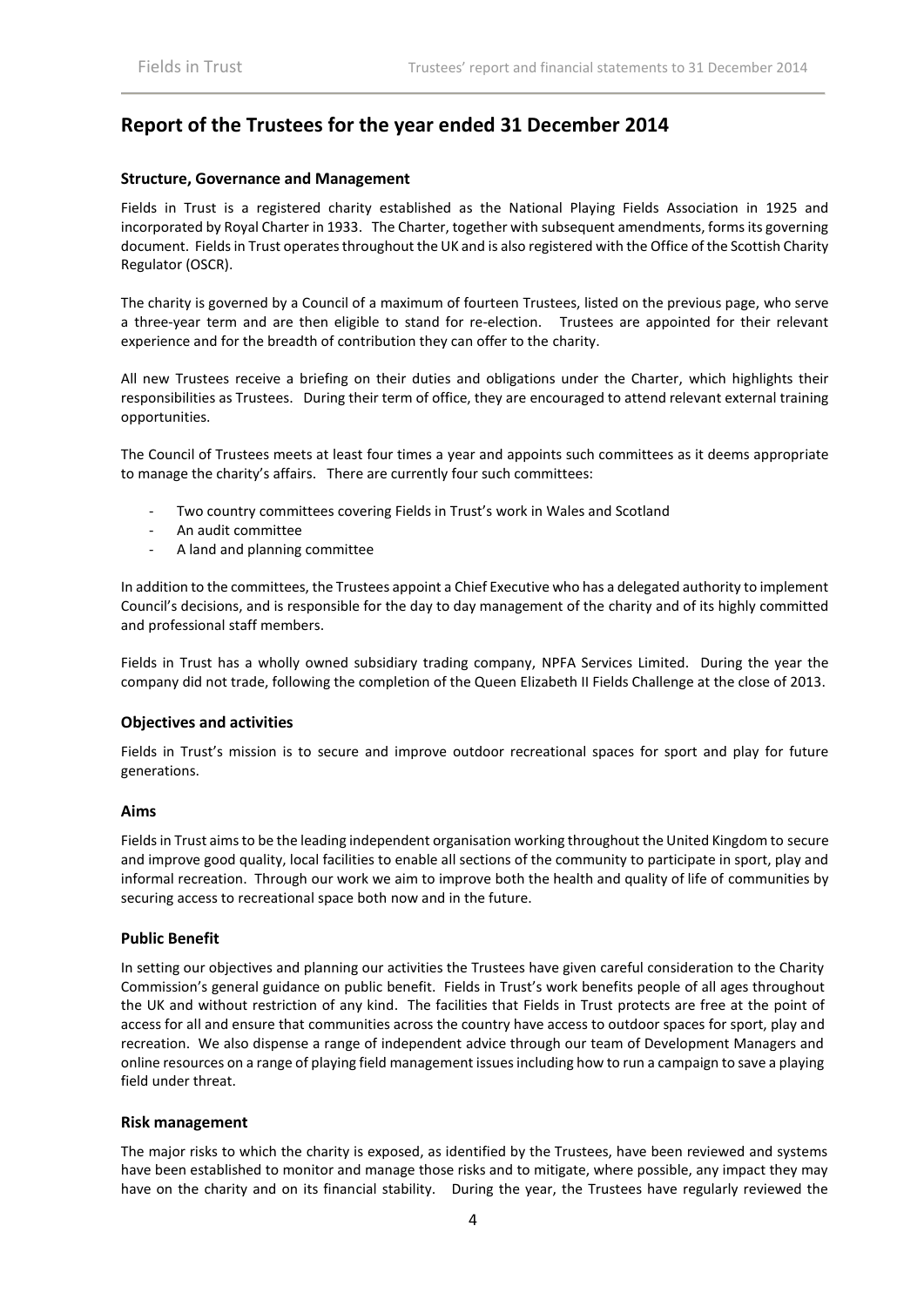## Report of the Trustees for the year ended 31 December 2014

### Structure, Governance and Management

Fields in Trust is a registered charity established as the National Playing Fields Association in 1925 and incorporated by Royal Charter in 1933. The Charter, together with subsequent amendments, forms its governing document. Fields in Trust operates throughout the UK and is also registered with the Office of the Scottish Charity Regulator (OSCR).

The charity is governed by a Council of a maximum of fourteen Trustees, listed on the previous page, who serve a three-year term and are then eligible to stand for re-election. Trustees are appointed for their relevant experience and for the breadth of contribution they can offer to the charity.

All new Trustees receive a briefing on their duties and obligations under the Charter, which highlights their responsibilities as Trustees. During their term of office, they are encouraged to attend relevant external training opportunities.

The Council of Trustees meets at least four times a year and appoints such committees as it deems appropriate to manage the charity's affairs. There are currently four such committees:

- Two country committees covering Fields in Trust's work in Wales and Scotland
- An audit committee
- A land and planning committee

In addition to the committees, the Trustees appoint a Chief Executive who has a delegated authority to implement Council's decisions, and is responsible for the day to day management of the charity and of its highly committed and professional staff members.

Fields in Trust has a wholly owned subsidiary trading company, NPFA Services Limited. During the year the company did not trade, following the completion of the Queen Elizabeth II Fields Challenge at the close of 2013.

### Objectives and activities

Fields in Trust's mission is to secure and improve outdoor recreational spaces for sport and play for future generations.

### Aims

Fields in Trust aims to be the leading independent organisation working throughout the United Kingdom to secure and improve good quality, local facilities to enable all sections of the community to participate in sport, play and informal recreation. Through our work we aim to improve both the health and quality of life of communities by securing access to recreational space both now and in the future.

### Public Benefit

In setting our objectives and planning our activities the Trustees have given careful consideration to the Charity Commission's general guidance on public benefit. Fields in Trust's work benefits people of all ages throughout the UK and without restriction of any kind. The facilities that Fields in Trust protects are free at the point of access for all and ensure that communities across the country have access to outdoor spaces for sport, play and recreation. We also dispense a range of independent advice through our team of Development Managers and online resources on a range of playing field management issues including how to run a campaign to save a playing field under threat.

### Risk management

The major risks to which the charity is exposed, as identified by the Trustees, have been reviewed and systems have been established to monitor and manage those risks and to mitigate, where possible, any impact they may have on the charity and on its financial stability. During the year, the Trustees have regularly reviewed the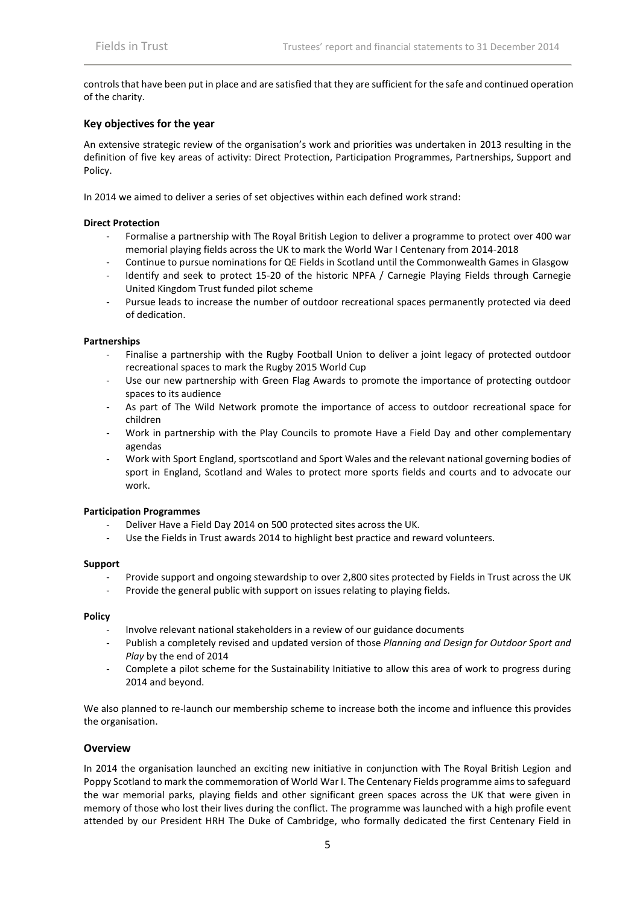controls that have been put in place and are satisfied that they are sufficient for the safe and continued operation of the charity.

## Key objectives for the year

An extensive strategic review of the organisation's work and priorities was undertaken in 2013 resulting in the definition of five key areas of activity: Direct Protection, Participation Programmes, Partnerships, Support and Policy.

In 2014 we aimed to deliver a series of set objectives within each defined work strand:

**Direct Protection**

- Formalise a partnership with The Royal British Legion to deliver a programme to protect over 400 war memorial playing fields across the UK to mark the World War I Centenary from 2014-2018
- Continue to pursue nominations for QE Fields in Scotland until the Commonwealth Games in Glasgow
- Identify and seek to protect 15-20 of the historic NPFA / Carnegie Playing Fields through Carnegie United Kingdom Trust funded pilot scheme
- Pursue leads to increase the number of outdoor recreational spaces permanently protected via deed of dedication.

**Partnerships**

- Finalise a partnership with the Rugby Football Union to deliver a joint legacy of protected outdoor recreational spaces to mark the Rugby 2015 World Cup
- Use our new partnership with Green Flag Awards to promote the importance of protecting outdoor spaces to its audience
- As part of The Wild Network promote the importance of access to outdoor recreational space for children
- Work in partnership with the Play Councils to promote Have a Field Day and other complementary agendas
- Work with Sport England, sportscotland and Sport Wales and the relevant national governing bodies of sport in England, Scotland and Wales to protect more sports fields and courts and to advocate our work.

**Participation Programmes**

- Deliver Have a Field Day 2014 on 500 protected sites across the UK.
- Use the Fields in Trust awards 2014 to highlight best practice and reward volunteers.

**Support**

- Provide support and ongoing stewardship to over 2,800 sites protected by Fields in Trust across the UK
- Provide the general public with support on issues relating to playing fields.

**Policy**

- Involve relevant national stakeholders in a review of our guidance documents
- Publish a completely revised and updated version of those *Planning and Design for Outdoor Sport and Play* by the end of 2014
- Complete a pilot scheme for the Sustainability Initiative to allow this area of work to progress during 2014 and beyond.

We also planned to re-launch our membership scheme to increase both the income and influence this provides the organisation.

## Overview

In 2014 the organisation launched an exciting new initiative in conjunction with The Royal British Legion and Poppy Scotland to mark the commemoration of World War I. The Centenary Fields programme aims to safeguard the war memorial parks, playing fields and other significant green spaces across the UK that were given in memory of those who lost their lives during the conflict. The programme was launched with a high profile event attended by our President HRH The Duke of Cambridge, who formally dedicated the first Centenary Field in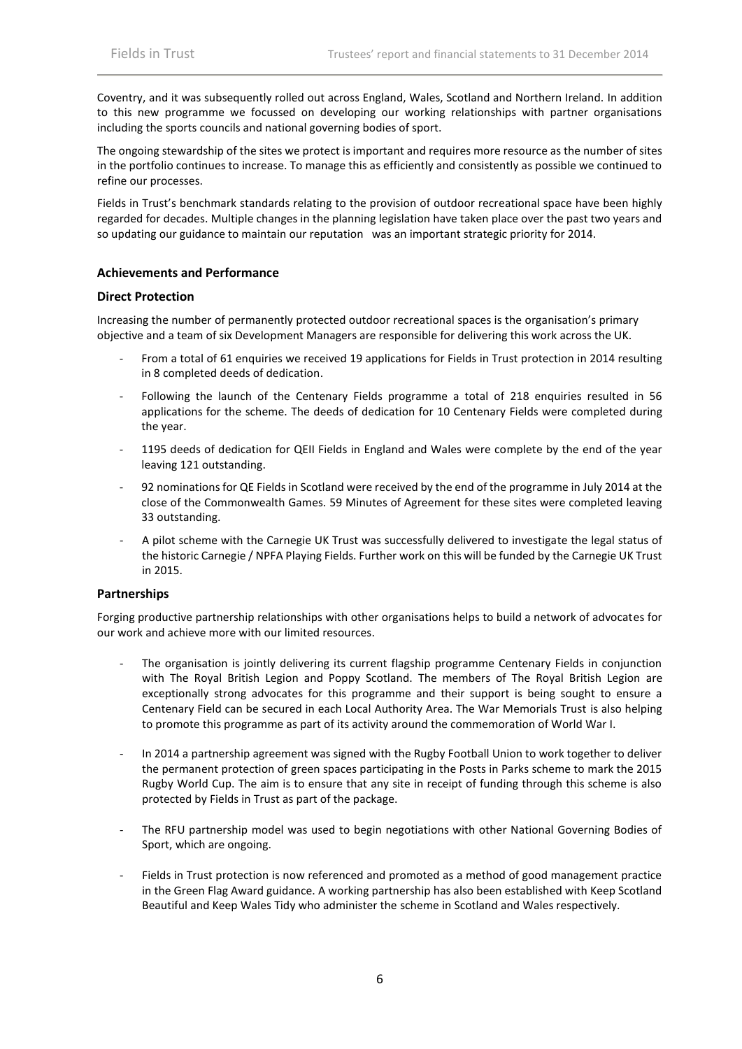Coventry, and it was subsequently rolled out across England, Wales, Scotland and Northern Ireland. In addition to this new programme we focussed on developing our working relationships with partner organisations including the sports councils and national governing bodies of sport.

The ongoing stewardship of the sites we protect is important and requires more resource as the number of sites in the portfolio continues to increase. To manage this as efficiently and consistently as possible we continued to refine our processes.

Fields in Trust's benchmark standards relating to the provision of outdoor recreational space have been highly regarded for decades. Multiple changes in the planning legislation have taken place over the past two years and so updating our guidance to maintain our reputation was an important strategic priority for 2014.

### Achievements and Performance

### Direct Protection

Increasing the number of permanently protected outdoor recreational spaces is the organisation's primary objective and a team of six Development Managers are responsible for delivering this work across the UK.

- From a total of 61 enquiries we received 19 applications for Fields in Trust protection in 2014 resulting in 8 completed deeds of dedication.
- Following the launch of the Centenary Fields programme a total of 218 enquiries resulted in 56 applications for the scheme. The deeds of dedication for 10 Centenary Fields were completed during the year.
- 1195 deeds of dedication for QEII Fields in England and Wales were complete by the end of the year leaving 121 outstanding.
- 92 nominations for QE Fields in Scotland were received by the end of the programme in July 2014 at the close of the Commonwealth Games. 59 Minutes of Agreement for these sites were completed leaving 33 outstanding.
- A pilot scheme with the Carnegie UK Trust was successfully delivered to investigate the legal status of the historic Carnegie / NPFA Playing Fields. Further work on this will be funded by the Carnegie UK Trust in 2015.

### Partnerships

Forging productive partnership relationships with other organisations helps to build a network of advocates for our work and achieve more with our limited resources.

- The organisation is jointly delivering its current flagship programme Centenary Fields in conjunction with The Royal British Legion and Poppy Scotland. The members of The Royal British Legion are exceptionally strong advocates for this programme and their support is being sought to ensure a Centenary Field can be secured in each Local Authority Area. The War Memorials Trust is also helping to promote this programme as part of its activity around the commemoration of World War I.
- In 2014 a partnership agreement was signed with the Rugby Football Union to work together to deliver the permanent protection of green spaces participating in the Posts in Parks scheme to mark the 2015 Rugby World Cup. The aim is to ensure that any site in receipt of funding through this scheme is also protected by Fields in Trust as part of the package.
- The RFU partnership model was used to begin negotiations with other National Governing Bodies of Sport, which are ongoing.
- Fields in Trust protection is now referenced and promoted as a method of good management practice in the Green Flag Award guidance. A working partnership has also been established with Keep Scotland Beautiful and Keep Wales Tidy who administer the scheme in Scotland and Wales respectively.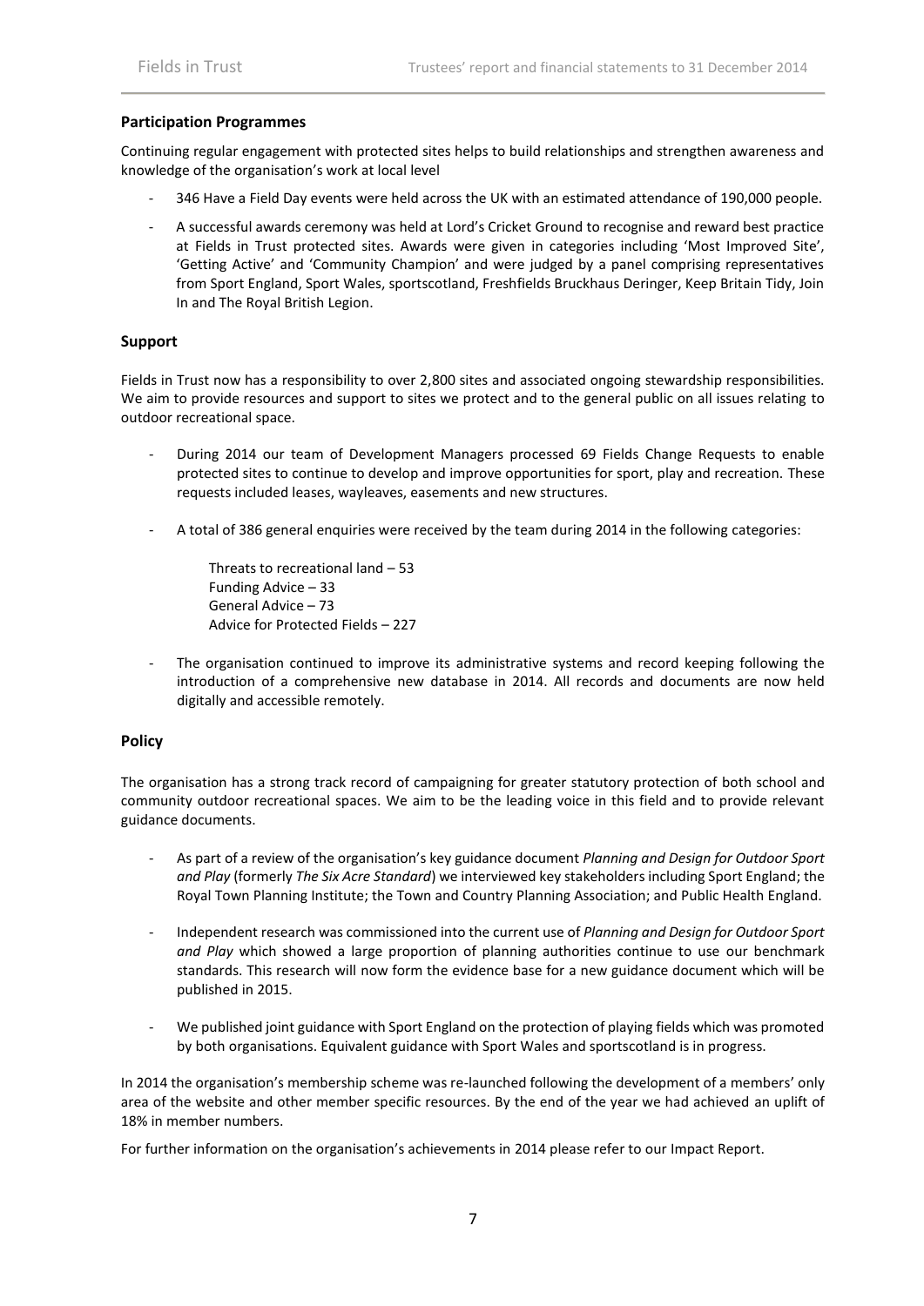## Participation Programmes

Continuing regular engagement with protected sites helps to build relationships and strengthen awareness and knowledge of the organisation's work at local level

- 346 Have a Field Day events were held across the UK with an estimated attendance of 190,000 people.
- A successful awards ceremony was held at Lord's Cricket Ground to recognise and reward best practice at Fields in Trust protected sites. Awards were given in categories including 'Most Improved Site', 'Getting Active' and 'Community Champion' and were judged by a panel comprising representatives from Sport England, Sport Wales, sportscotland, Freshfields Bruckhaus Deringer, Keep Britain Tidy, Join In and The Royal British Legion.

## Support

Fields in Trust now has a responsibility to over 2,800 sites and associated ongoing stewardship responsibilities. We aim to provide resources and support to sites we protect and to the general public on all issues relating to outdoor recreational space.

- During 2014 our team of Development Managers processed 69 Fields Change Requests to enable protected sites to continue to develop and improve opportunities for sport, play and recreation. These requests included leases, wayleaves, easements and new structures.
- A total of 386 general enquiries were received by the team during 2014 in the following categories:

  Threats to recreational land – 53
  Funding Advice – 33
  General Advice – 73
  Advice for Protected Fields – 227

- The organisation continued to improve its administrative systems and record keeping following the introduction of a comprehensive new database in 2014. All records and documents are now held digitally and accessible remotely.

## Policy

The organisation has a strong track record of campaigning for greater statutory protection of both school and community outdoor recreational spaces. We aim to be the leading voice in this field and to provide relevant guidance documents.

- As part of a review of the organisation's key guidance document *Planning and Design for Outdoor Sport and Play* (formerly *The Six Acre Standard*) we interviewed key stakeholders including Sport England; the Royal Town Planning Institute; the Town and Country Planning Association; and Public Health England.
- Independent research was commissioned into the current use of *Planning and Design for Outdoor Sport and Play* which showed a large proportion of planning authorities continue to use our benchmark standards. This research will now form the evidence base for a new guidance document which will be published in 2015.
- We published joint guidance with Sport England on the protection of playing fields which was promoted by both organisations. Equivalent guidance with Sport Wales and sportscotland is in progress.

In 2014 the organisation's membership scheme was re-launched following the development of a members' only area of the website and other member specific resources. By the end of the year we had achieved an uplift of 18% in member numbers.

For further information on the organisation's achievements in 2014 please refer to our Impact Report.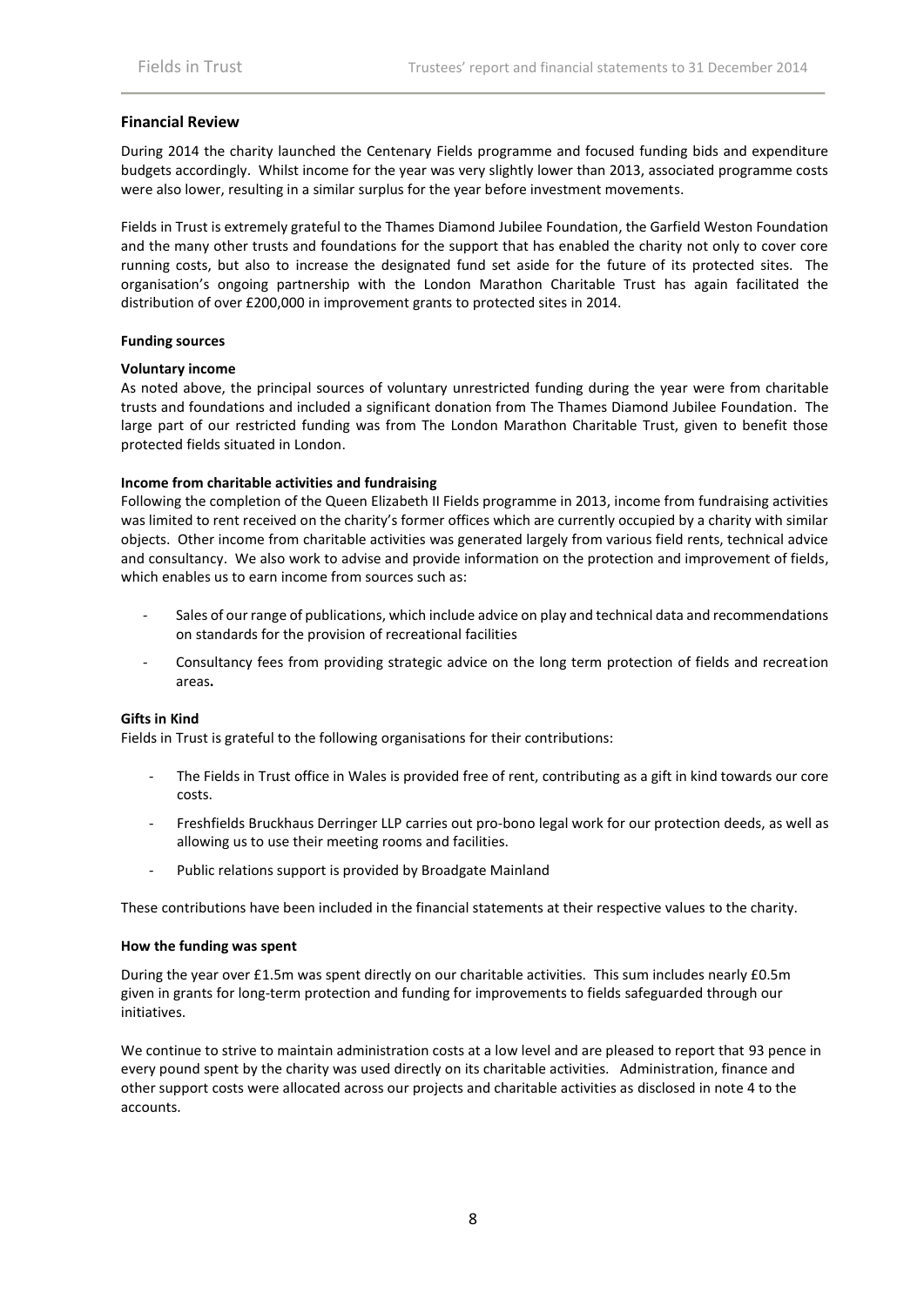## Financial Review

During 2014 the charity launched the Centenary Fields programme and focused funding bids and expenditure budgets accordingly. Whilst income for the year was very slightly lower than 2013, associated programme costs were also lower, resulting in a similar surplus for the year before investment movements.

Fields in Trust is extremely grateful to the Thames Diamond Jubilee Foundation, the Garfield Weston Foundation and the many other trusts and foundations for the support that has enabled the charity not only to cover core running costs, but also to increase the designated fund set aside for the future of its protected sites. The organisation's ongoing partnership with the London Marathon Charitable Trust has again facilitated the distribution of over £200,000 in improvement grants to protected sites in 2014.

### Funding sources

#### Voluntary income

As noted above, the principal sources of voluntary unrestricted funding during the year were from charitable trusts and foundations and included a significant donation from The Thames Diamond Jubilee Foundation. The large part of our restricted funding was from The London Marathon Charitable Trust, given to benefit those protected fields situated in London.

#### Income from charitable activities and fundraising

Following the completion of the Queen Elizabeth II Fields programme in 2013, income from fundraising activities was limited to rent received on the charity's former offices which are currently occupied by a charity with similar objects. Other income from charitable activities was generated largely from various field rents, technical advice and consultancy. We also work to advise and provide information on the protection and improvement of fields, which enables us to earn income from sources such as:

- Sales of our range of publications, which include advice on play and technical data and recommendations on standards for the provision of recreational facilities
- Consultancy fees from providing strategic advice on the long term protection of fields and recreation areas**.**

#### Gifts in Kind

Fields in Trust is grateful to the following organisations for their contributions:

- The Fields in Trust office in Wales is provided free of rent, contributing as a gift in kind towards our core costs.
- Freshfields Bruckhaus Derringer LLP carries out pro-bono legal work for our protection deeds, as well as allowing us to use their meeting rooms and facilities.
- Public relations support is provided by Broadgate Mainland

These contributions have been included in the financial statements at their respective values to the charity.

### How the funding was spent

During the year over £1.5m was spent directly on our charitable activities. This sum includes nearly £0.5m given in grants for long-term protection and funding for improvements to fields safeguarded through our initiatives.

We continue to strive to maintain administration costs at a low level and are pleased to report that 93 pence in every pound spent by the charity was used directly on its charitable activities. Administration, finance and other support costs were allocated across our projects and charitable activities as disclosed in note 4 to the accounts.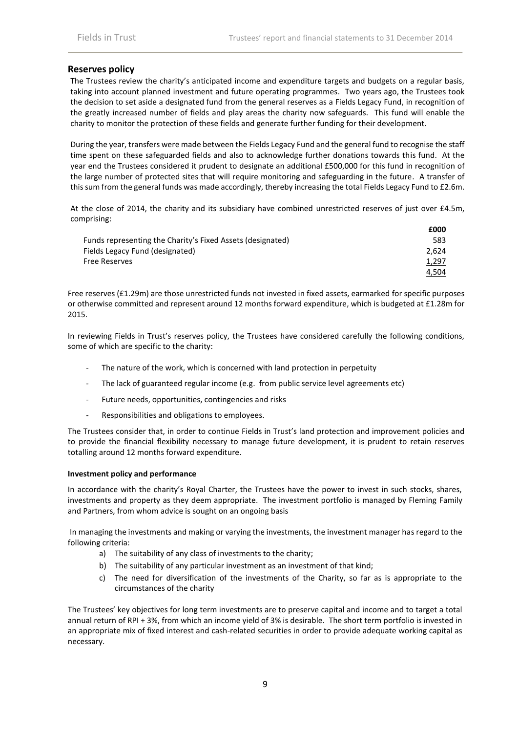## Reserves policy

The Trustees review the charity's anticipated income and expenditure targets and budgets on a regular basis, taking into account planned investment and future operating programmes. Two years ago, the Trustees took the decision to set aside a designated fund from the general reserves as a Fields Legacy Fund, in recognition of the greatly increased number of fields and play areas the charity now safeguards. This fund will enable the charity to monitor the protection of these fields and generate further funding for their development.

During the year, transfers were made between the Fields Legacy Fund and the general fund to recognise the staff time spent on these safeguarded fields and also to acknowledge further donations towards this fund. At the year end the Trustees considered it prudent to designate an additional £500,000 for this fund in recognition of the large number of protected sites that will require monitoring and safeguarding in the future. A transfer of this sum from the general funds was made accordingly, thereby increasing the total Fields Legacy Fund to £2.6m.

At the close of 2014, the charity and its subsidiary have combined unrestricted reserves of just over £4.5m, comprising:

| | £000 |
|---|---|
| Funds representing the Charity's Fixed Assets (designated) | 583 |
| Fields Legacy Fund (designated) | 2,624 |
| Free Reserves | 1,297 |
| | 4,504 |

Free reserves (£1.29m) are those unrestricted funds not invested in fixed assets, earmarked for specific purposes or otherwise committed and represent around 12 months forward expenditure, which is budgeted at £1.28m for 2015.

In reviewing Fields in Trust's reserves policy, the Trustees have considered carefully the following conditions, some of which are specific to the charity:

- The nature of the work, which is concerned with land protection in perpetuity
- The lack of guaranteed regular income (e.g. from public service level agreements etc)
- Future needs, opportunities, contingencies and risks
- Responsibilities and obligations to employees.

The Trustees consider that, in order to continue Fields in Trust's land protection and improvement policies and to provide the financial flexibility necessary to manage future development, it is prudent to retain reserves totalling around 12 months forward expenditure.

### Investment policy and performance

In accordance with the charity's Royal Charter, the Trustees have the power to invest in such stocks, shares, investments and property as they deem appropriate. The investment portfolio is managed by Fleming Family and Partners, from whom advice is sought on an ongoing basis

In managing the investments and making or varying the investments, the investment manager has regard to the following criteria:

a) The suitability of any class of investments to the charity;
b) The suitability of any particular investment as an investment of that kind;
c) The need for diversification of the investments of the Charity, so far as is appropriate to the circumstances of the charity

The Trustees' key objectives for long term investments are to preserve capital and income and to target a total annual return of RPI + 3%, from which an income yield of 3% is desirable. The short term portfolio is invested in an appropriate mix of fixed interest and cash-related securities in order to provide adequate working capital as necessary.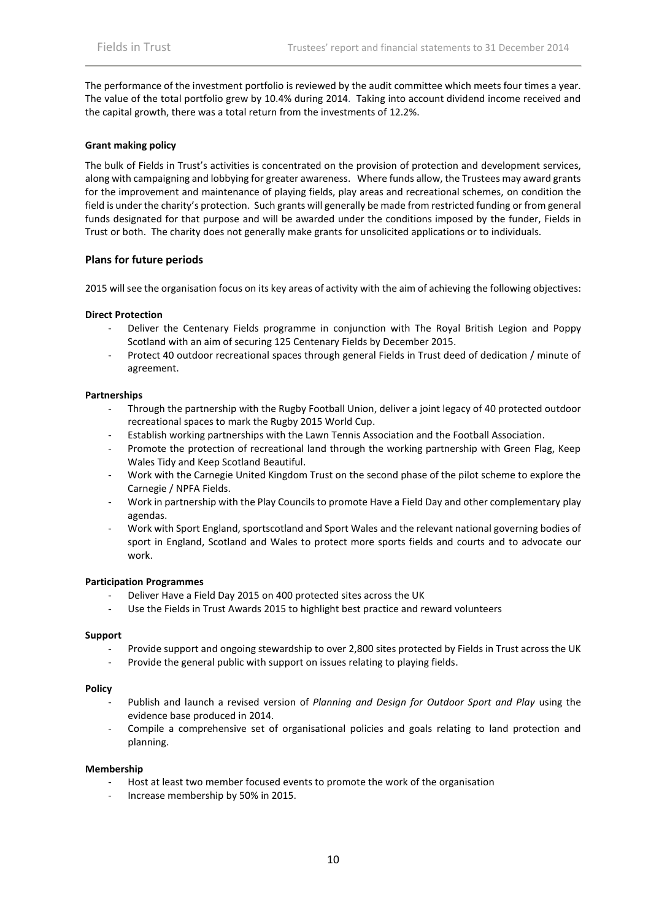The performance of the investment portfolio is reviewed by the audit committee which meets four times a year. The value of the total portfolio grew by 10.4% during 2014. Taking into account dividend income received and the capital growth, there was a total return from the investments of 12.2%.

**Grant making policy**

The bulk of Fields in Trust's activities is concentrated on the provision of protection and development services, along with campaigning and lobbying for greater awareness. Where funds allow, the Trustees may award grants for the improvement and maintenance of playing fields, play areas and recreational schemes, on condition the field is under the charity's protection. Such grants will generally be made from restricted funding or from general funds designated for that purpose and will be awarded under the conditions imposed by the funder, Fields in Trust or both. The charity does not generally make grants for unsolicited applications or to individuals.

## Plans for future periods

2015 will see the organisation focus on its key areas of activity with the aim of achieving the following objectives:

**Direct Protection**

- Deliver the Centenary Fields programme in conjunction with The Royal British Legion and Poppy Scotland with an aim of securing 125 Centenary Fields by December 2015.
- Protect 40 outdoor recreational spaces through general Fields in Trust deed of dedication / minute of agreement.

**Partnerships**

- Through the partnership with the Rugby Football Union, deliver a joint legacy of 40 protected outdoor recreational spaces to mark the Rugby 2015 World Cup.
- Establish working partnerships with the Lawn Tennis Association and the Football Association.
- Promote the protection of recreational land through the working partnership with Green Flag, Keep Wales Tidy and Keep Scotland Beautiful.
- Work with the Carnegie United Kingdom Trust on the second phase of the pilot scheme to explore the Carnegie / NPFA Fields.
- Work in partnership with the Play Councils to promote Have a Field Day and other complementary play agendas.
- Work with Sport England, sportscotland and Sport Wales and the relevant national governing bodies of sport in England, Scotland and Wales to protect more sports fields and courts and to advocate our work.

**Participation Programmes**

- Deliver Have a Field Day 2015 on 400 protected sites across the UK
- Use the Fields in Trust Awards 2015 to highlight best practice and reward volunteers

**Support**

- Provide support and ongoing stewardship to over 2,800 sites protected by Fields in Trust across the UK
- Provide the general public with support on issues relating to playing fields.

**Policy**

- Publish and launch a revised version of *Planning and Design for Outdoor Sport and Play* using the evidence base produced in 2014.
- Compile a comprehensive set of organisational policies and goals relating to land protection and planning.

**Membership**

- Host at least two member focused events to promote the work of the organisation
- Increase membership by 50% in 2015.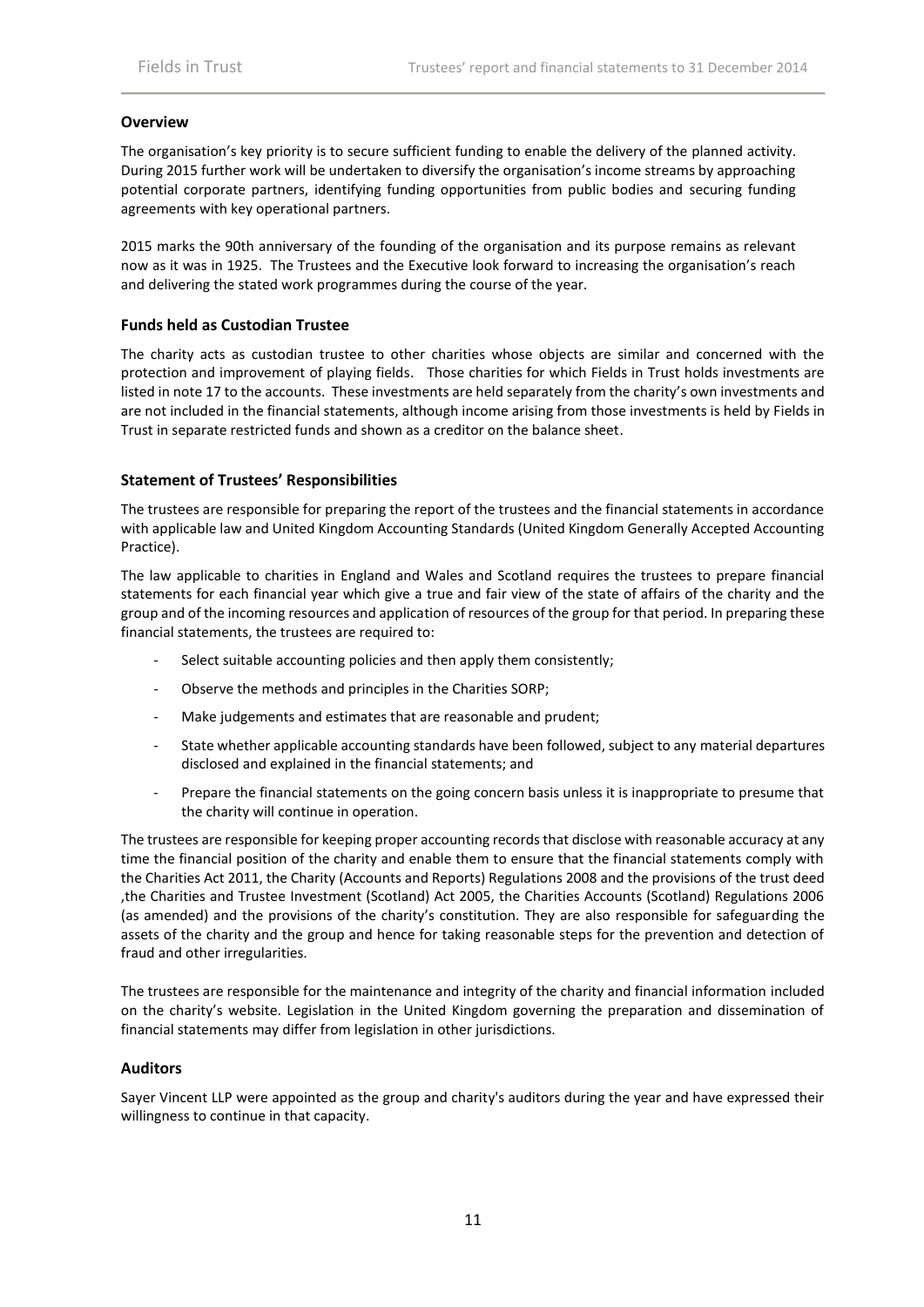### Overview

The organisation's key priority is to secure sufficient funding to enable the delivery of the planned activity. During 2015 further work will be undertaken to diversify the organisation's income streams by approaching potential corporate partners, identifying funding opportunities from public bodies and securing funding agreements with key operational partners.

2015 marks the 90th anniversary of the founding of the organisation and its purpose remains as relevant now as it was in 1925. The Trustees and the Executive look forward to increasing the organisation's reach and delivering the stated work programmes during the course of the year.

### Funds held as Custodian Trustee

The charity acts as custodian trustee to other charities whose objects are similar and concerned with the protection and improvement of playing fields. Those charities for which Fields in Trust holds investments are listed in note 17 to the accounts. These investments are held separately from the charity's own investments and are not included in the financial statements, although income arising from those investments is held by Fields in Trust in separate restricted funds and shown as a creditor on the balance sheet.

### Statement of Trustees' Responsibilities

The trustees are responsible for preparing the report of the trustees and the financial statements in accordance with applicable law and United Kingdom Accounting Standards (United Kingdom Generally Accepted Accounting Practice).

The law applicable to charities in England and Wales and Scotland requires the trustees to prepare financial statements for each financial year which give a true and fair view of the state of affairs of the charity and the group and of the incoming resources and application of resources of the group for that period. In preparing these financial statements, the trustees are required to:

- Select suitable accounting policies and then apply them consistently;
- Observe the methods and principles in the Charities SORP;
- Make judgements and estimates that are reasonable and prudent;
- State whether applicable accounting standards have been followed, subject to any material departures disclosed and explained in the financial statements; and
- Prepare the financial statements on the going concern basis unless it is inappropriate to presume that the charity will continue in operation.

The trustees are responsible for keeping proper accounting records that disclose with reasonable accuracy at any time the financial position of the charity and enable them to ensure that the financial statements comply with the Charities Act 2011, the Charity (Accounts and Reports) Regulations 2008 and the provisions of the trust deed ,the Charities and Trustee Investment (Scotland) Act 2005, the Charities Accounts (Scotland) Regulations 2006 (as amended) and the provisions of the charity's constitution. They are also responsible for safeguarding the assets of the charity and the group and hence for taking reasonable steps for the prevention and detection of fraud and other irregularities.

The trustees are responsible for the maintenance and integrity of the charity and financial information included on the charity's website. Legislation in the United Kingdom governing the preparation and dissemination of financial statements may differ from legislation in other jurisdictions.

### Auditors

Sayer Vincent LLP were appointed as the group and charity's auditors during the year and have expressed their willingness to continue in that capacity.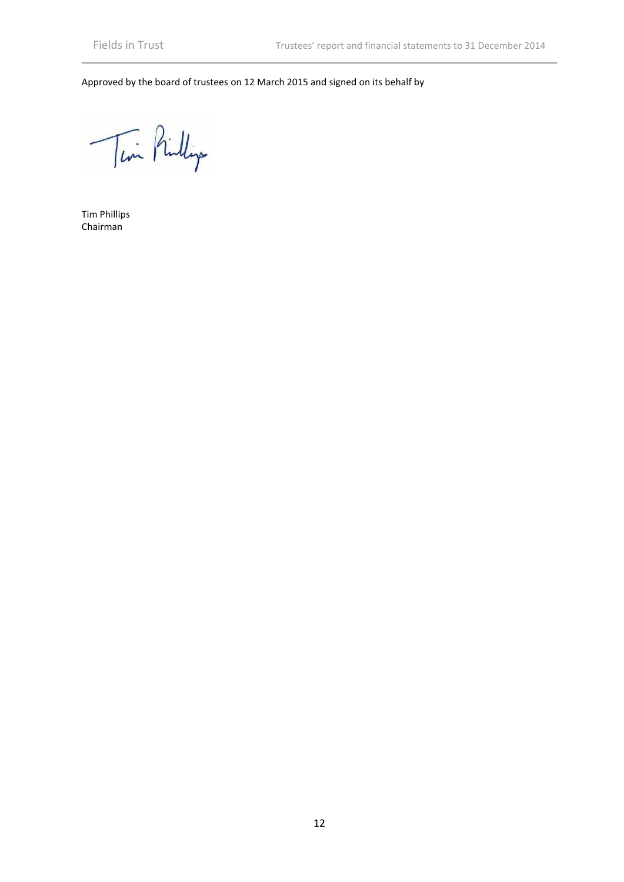Approved by the board of trustees on 12 March 2015 and signed on its behalf by

Tim Phillips
Chairman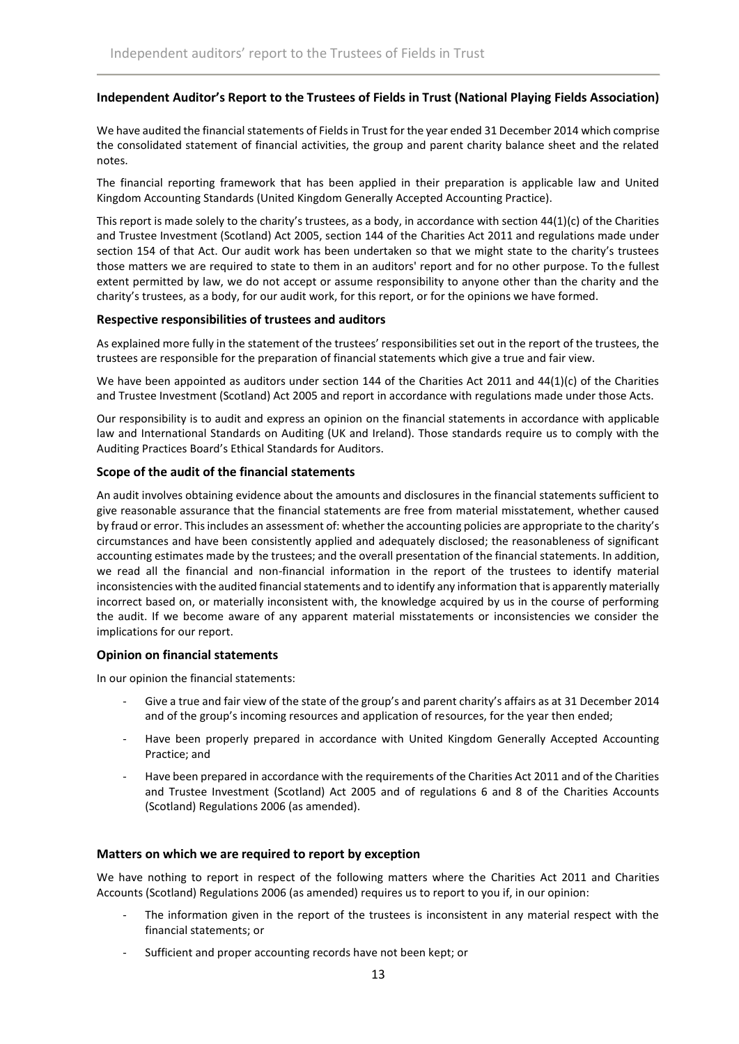## Independent Auditor's Report to the Trustees of Fields in Trust (National Playing Fields Association)

We have audited the financial statements of Fields in Trust for the year ended 31 December 2014 which comprise the consolidated statement of financial activities, the group and parent charity balance sheet and the related notes.

The financial reporting framework that has been applied in their preparation is applicable law and United Kingdom Accounting Standards (United Kingdom Generally Accepted Accounting Practice).

This report is made solely to the charity's trustees, as a body, in accordance with section 44(1)(c) of the Charities and Trustee Investment (Scotland) Act 2005, section 144 of the Charities Act 2011 and regulations made under section 154 of that Act. Our audit work has been undertaken so that we might state to the charity's trustees those matters we are required to state to them in an auditors' report and for no other purpose. To the fullest extent permitted by law, we do not accept or assume responsibility to anyone other than the charity and the charity's trustees, as a body, for our audit work, for this report, or for the opinions we have formed.

### Respective responsibilities of trustees and auditors

As explained more fully in the statement of the trustees' responsibilities set out in the report of the trustees, the trustees are responsible for the preparation of financial statements which give a true and fair view.

We have been appointed as auditors under section 144 of the Charities Act 2011 and 44(1)(c) of the Charities and Trustee Investment (Scotland) Act 2005 and report in accordance with regulations made under those Acts.

Our responsibility is to audit and express an opinion on the financial statements in accordance with applicable law and International Standards on Auditing (UK and Ireland). Those standards require us to comply with the Auditing Practices Board's Ethical Standards for Auditors.

### Scope of the audit of the financial statements

An audit involves obtaining evidence about the amounts and disclosures in the financial statements sufficient to give reasonable assurance that the financial statements are free from material misstatement, whether caused by fraud or error. This includes an assessment of: whether the accounting policies are appropriate to the charity's circumstances and have been consistently applied and adequately disclosed; the reasonableness of significant accounting estimates made by the trustees; and the overall presentation of the financial statements. In addition, we read all the financial and non-financial information in the report of the trustees to identify material inconsistencies with the audited financial statements and to identify any information that is apparently materially incorrect based on, or materially inconsistent with, the knowledge acquired by us in the course of performing the audit. If we become aware of any apparent material misstatements or inconsistencies we consider the implications for our report.

### Opinion on financial statements

In our opinion the financial statements:

- Give a true and fair view of the state of the group's and parent charity's affairs as at 31 December 2014 and of the group's incoming resources and application of resources, for the year then ended;
- Have been properly prepared in accordance with United Kingdom Generally Accepted Accounting Practice; and
- Have been prepared in accordance with the requirements of the Charities Act 2011 and of the Charities and Trustee Investment (Scotland) Act 2005 and of regulations 6 and 8 of the Charities Accounts (Scotland) Regulations 2006 (as amended).

### Matters on which we are required to report by exception

We have nothing to report in respect of the following matters where the Charities Act 2011 and Charities Accounts (Scotland) Regulations 2006 (as amended) requires us to report to you if, in our opinion:

- The information given in the report of the trustees is inconsistent in any material respect with the financial statements; or
- Sufficient and proper accounting records have not been kept; or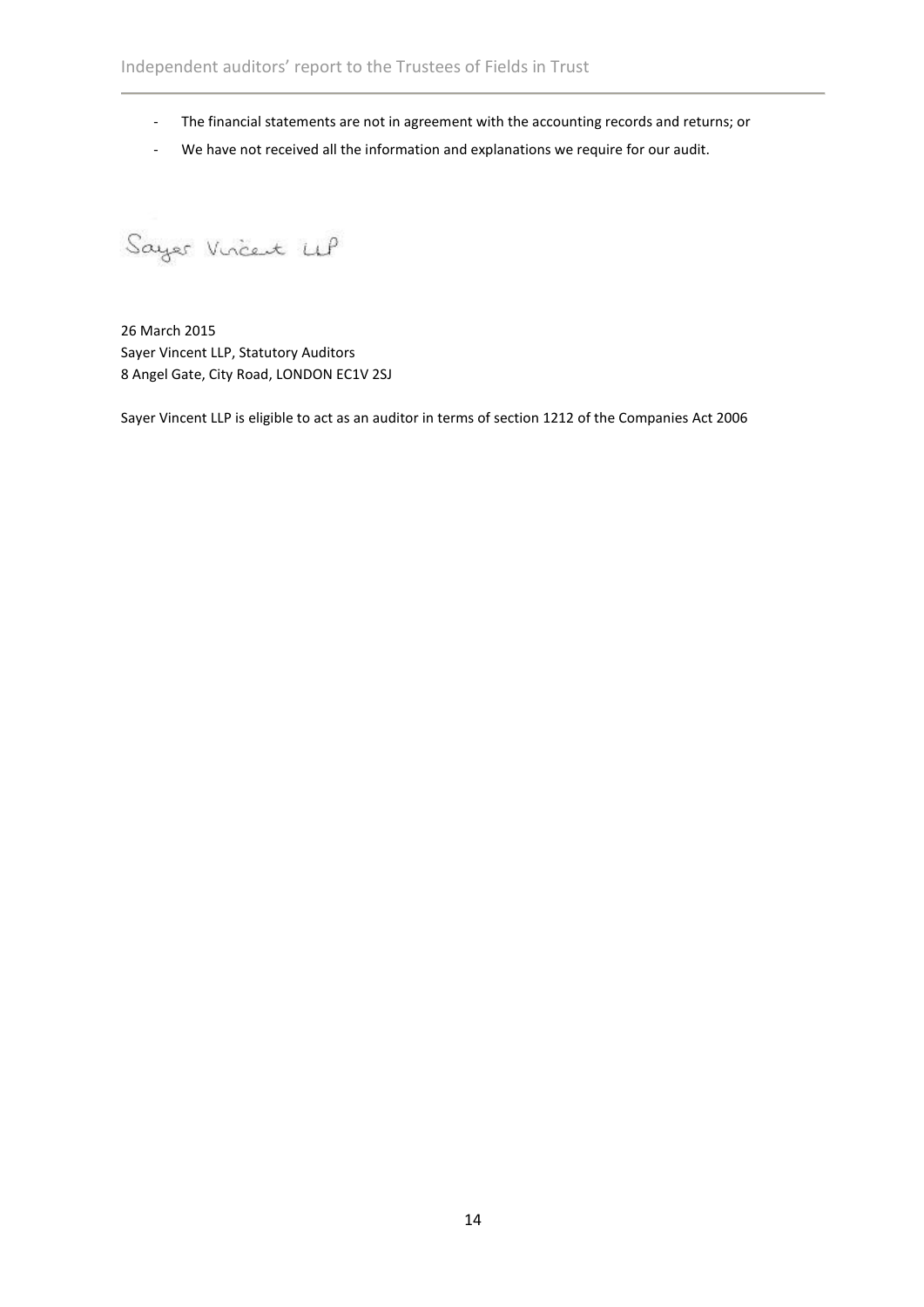- The financial statements are not in agreement with the accounting records and returns; or
- We have not received all the information and explanations we require for our audit.

Sayer Vincent LLP

26 March 2015
Sayer Vincent LLP, Statutory Auditors
8 Angel Gate, City Road, LONDON EC1V 2SJ

Sayer Vincent LLP is eligible to act as an auditor in terms of section 1212 of the Companies Act 2006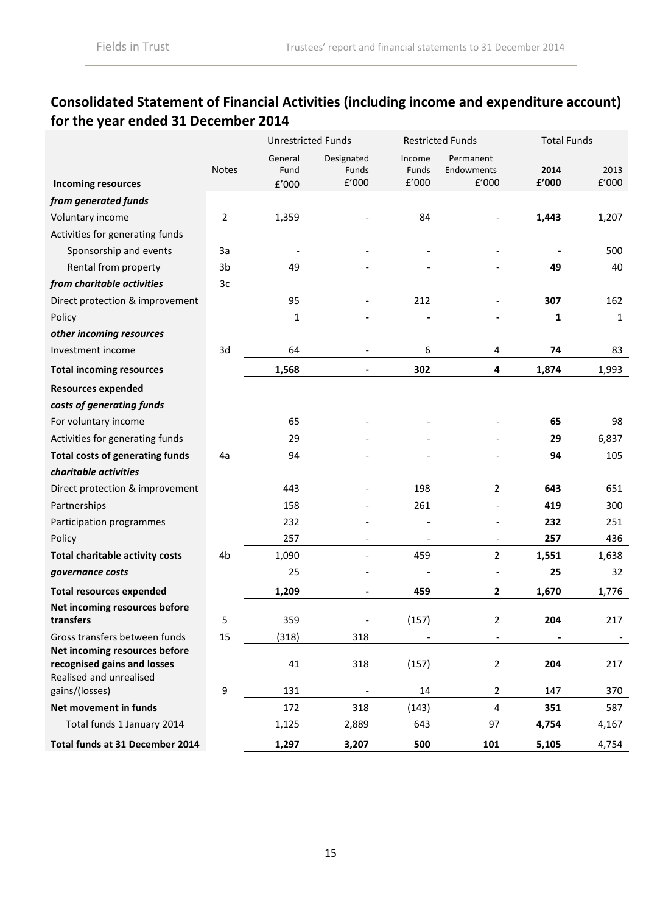## Consolidated Statement of Financial Activities (including income and expenditure account) for the year ended 31 December 2014

| | Notes | Unrestricted Funds | | Restricted Funds | | Total Funds | |
|---|---|---|---|---|---|---|---|
| | | General Fund | Designated Funds | Income Funds | Permanent Endowments | **2014** | 2013 |
| **Incoming resources** | | £'000 | £'000 | £'000 | £'000 | **£'000** | £'000 |
| ***from generated funds*** | | | | | | | |
| Voluntary income | 2 | 1,359 | - | 84 | - | **1,443** | 1,207 |
| Activities for generating funds | | | | | | | |
| Sponsorship and events | 3a | - | - | - | - | **-** | 500 |
| Rental from property | 3b | 49 | - | - | - | **49** | 40 |
| ***from charitable activities*** | 3c | | | | | | |
| Direct protection & improvement | | 95 | **-** | 212 | - | **307** | 162 |
| Policy | | 1 | **-** | **-** | **-** | **1** | 1 |
| ***other incoming resources*** | | | | | | | |
| Investment income | 3d | 64 | - | 6 | 4 | **74** | 83 |
| **Total incoming resources** | | **1,568** | **-** | **302** | **4** | **1,874** | 1,993 |
| **Resources expended** | | | | | | | |
| ***costs of generating funds*** | | | | | | | |
| For voluntary income | | 65 | - | - | - | **65** | 98 |
| Activities for generating funds | | 29 | - | - | - | **29** | 6,837 |
| **Total costs of generating funds** | 4a | 94 | - | - | - | **94** | 105 |
| ***charitable activities*** | | | | | | | |
| Direct protection & improvement | | 443 | - | 198 | 2 | **643** | 651 |
| Partnerships | | 158 | - | 261 | - | **419** | 300 |
| Participation programmes | | 232 | - | - | - | **232** | 251 |
| Policy | | 257 | - | - | - | **257** | 436 |
| **Total charitable activity costs** | 4b | 1,090 | - | 459 | 2 | **1,551** | 1,638 |
| ***governance costs*** | | 25 | - | - | **-** | **25** | 32 |
| **Total resources expended** | | **1,209** | **-** | **459** | **2** | **1,670** | 1,776 |
| **Net incoming resources before transfers** | 5 | 359 | - | (157) | 2 | **204** | 217 |
| Gross transfers between funds | 15 | (318) | 318 | - | - | **-** | - |
| **Net incoming resources before recognised gains and losses** | | 41 | 318 | (157) | 2 | **204** | 217 |
| Realised and unrealised gains/(losses) | 9 | 131 | - | 14 | 2 | 147 | 370 |
| **Net movement in funds** | | 172 | 318 | (143) | 4 | **351** | 587 |
| Total funds 1 January 2014 | | 1,125 | 2,889 | 643 | 97 | **4,754** | 4,167 |
| **Total funds at 31 December 2014** | | **1,297** | **3,207** | **500** | **101** | **5,105** | 4,754 |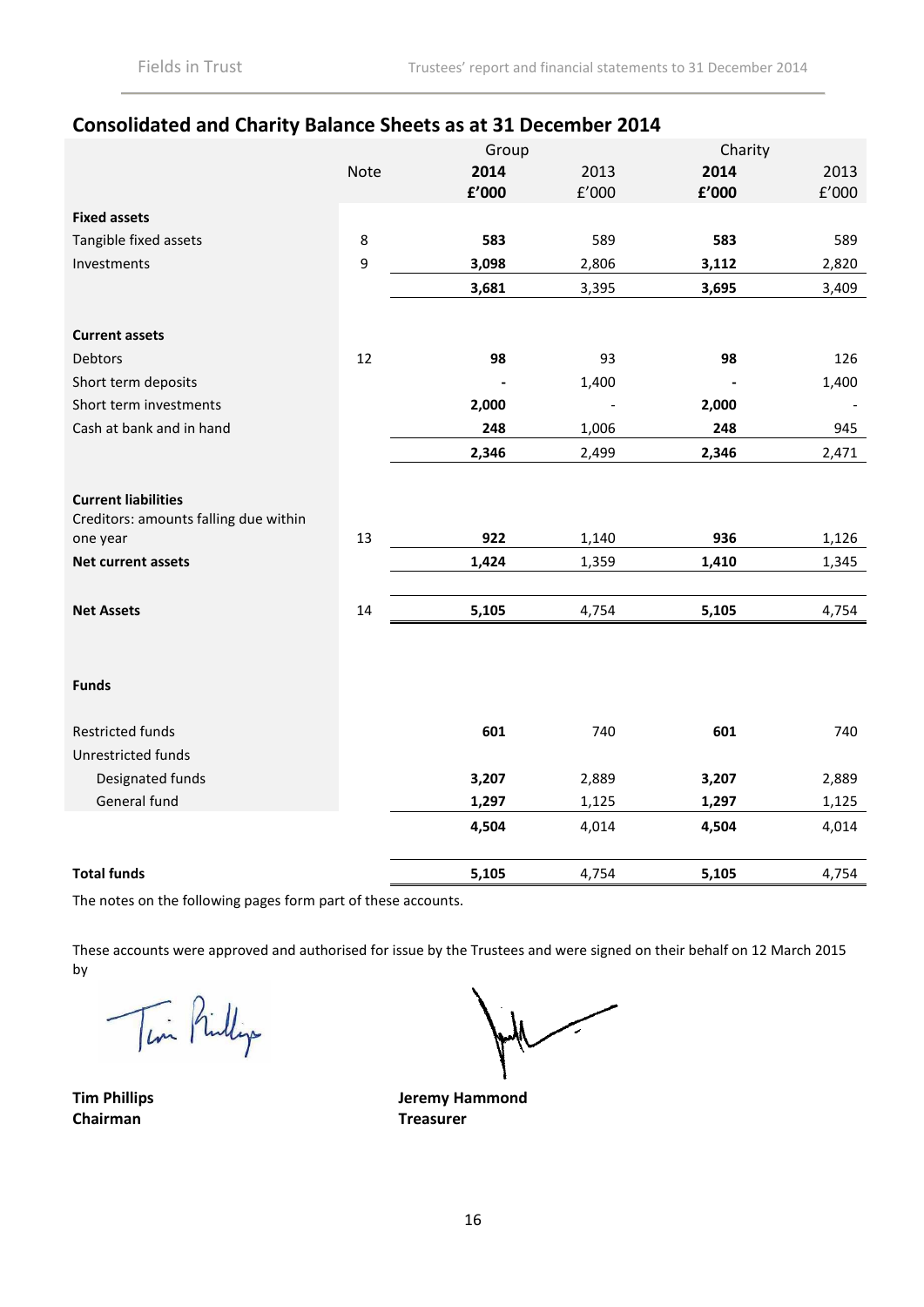## Consolidated and Charity Balance Sheets as at 31 December 2014

| | Note | Group | | Charity | |
|---|---|---|---|---|---|
| | | **2014** | 2013 | **2014** | 2013 |
| | | **£'000** | £'000 | **£'000** | £'000 |
| **Fixed assets** | | | | | |
| Tangible fixed assets | 8 | **583** | 589 | **583** | 589 |
| Investments | 9 | **3,098** | 2,806 | **3,112** | 2,820 |
| | | **3,681** | 3,395 | **3,695** | 3,409 |
| **Current assets** | | | | | |
| Debtors | 12 | **98** | 93 | **98** | 126 |
| Short term deposits | | **-** | 1,400 | **-** | 1,400 |
| Short term investments | | **2,000** | - | **2,000** | - |
| Cash at bank and in hand | | **248** | 1,006 | **248** | 945 |
| | | **2,346** | 2,499 | **2,346** | 2,471 |
| **Current liabilities** | | | | | |
| Creditors: amounts falling due within one year | 13 | **922** | 1,140 | **936** | 1,126 |
| **Net current assets** | | **1,424** | 1,359 | **1,410** | 1,345 |
| **Net Assets** | 14 | **5,105** | 4,754 | **5,105** | 4,754 |
| **Funds** | | | | | |
| Restricted funds | | **601** | 740 | **601** | 740 |
| Unrestricted funds | | | | | |
| Designated funds | | **3,207** | 2,889 | **3,207** | 2,889 |
| General fund | | **1,297** | 1,125 | **1,297** | 1,125 |
| | | **4,504** | 4,014 | **4,504** | 4,014 |
| **Total funds** | | **5,105** | 4,754 | **5,105** | 4,754 |

The notes on the following pages form part of these accounts.

These accounts were approved and authorised for issue by the Trustees and were signed on their behalf on 12 March 2015 by

**Tim Phillips**
**Chairman**

**Jeremy Hammond**
**Treasurer**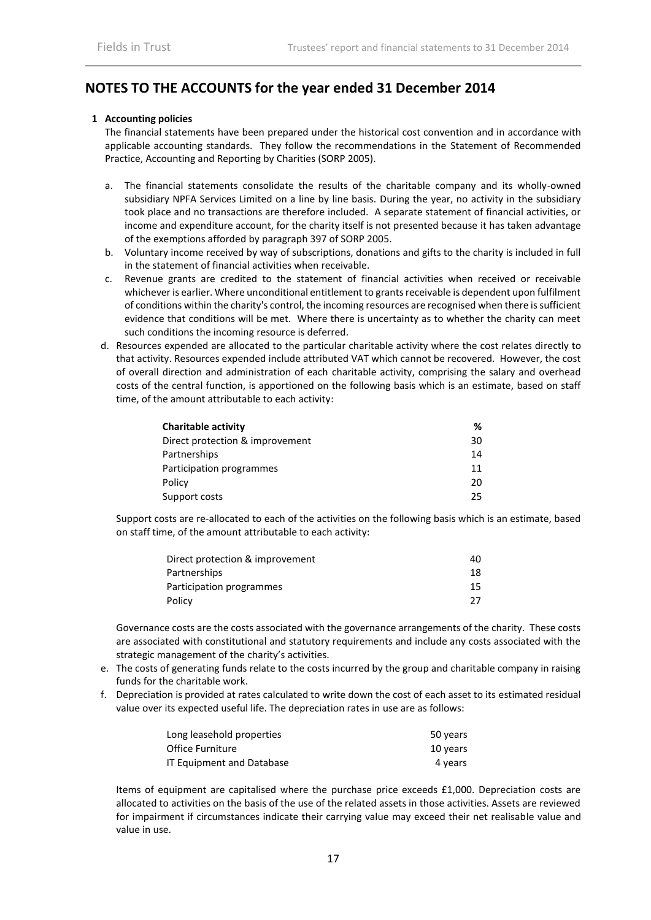## NOTES TO THE ACCOUNTS for the year ended 31 December 2014

**1 Accounting policies**

The financial statements have been prepared under the historical cost convention and in accordance with applicable accounting standards. They follow the recommendations in the Statement of Recommended Practice, Accounting and Reporting by Charities (SORP 2005).

a. The financial statements consolidate the results of the charitable company and its wholly-owned subsidiary NPFA Services Limited on a line by line basis. During the year, no activity in the subsidiary took place and no transactions are therefore included. A separate statement of financial activities, or income and expenditure account, for the charity itself is not presented because it has taken advantage of the exemptions afforded by paragraph 397 of SORP 2005.

b. Voluntary income received by way of subscriptions, donations and gifts to the charity is included in full in the statement of financial activities when receivable.

c. Revenue grants are credited to the statement of financial activities when received or receivable whichever is earlier. Where unconditional entitlement to grants receivable is dependent upon fulfilment of conditions within the charity's control, the incoming resources are recognised when there is sufficient evidence that conditions will be met. Where there is uncertainty as to whether the charity can meet such conditions the incoming resource is deferred.

d. Resources expended are allocated to the particular charitable activity where the cost relates directly to that activity. Resources expended include attributed VAT which cannot be recovered. However, the cost of overall direction and administration of each charitable activity, comprising the salary and overhead costs of the central function, is apportioned on the following basis which is an estimate, based on staff time, of the amount attributable to each activity:

| Charitable activity | % |
|---|---|
| Direct protection & improvement | 30 |
| Partnerships | 14 |
| Participation programmes | 11 |
| Policy | 20 |
| Support costs | 25 |

Support costs are re-allocated to each of the activities on the following basis which is an estimate, based on staff time, of the amount attributable to each activity:

| | |
|---|---|
| Direct protection & improvement | 40 |
| Partnerships | 18 |
| Participation programmes | 15 |
| Policy | 27 |

Governance costs are the costs associated with the governance arrangements of the charity. These costs are associated with constitutional and statutory requirements and include any costs associated with the strategic management of the charity's activities.

e. The costs of generating funds relate to the costs incurred by the group and charitable company in raising funds for the charitable work.

f. Depreciation is provided at rates calculated to write down the cost of each asset to its estimated residual value over its expected useful life. The depreciation rates in use are as follows:

| | |
|---|---|
| Long leasehold properties | 50 years |
| Office Furniture | 10 years |
| IT Equipment and Database | 4 years |

Items of equipment are capitalised where the purchase price exceeds £1,000. Depreciation costs are allocated to activities on the basis of the use of the related assets in those activities. Assets are reviewed for impairment if circumstances indicate their carrying value may exceed their net realisable value and value in use.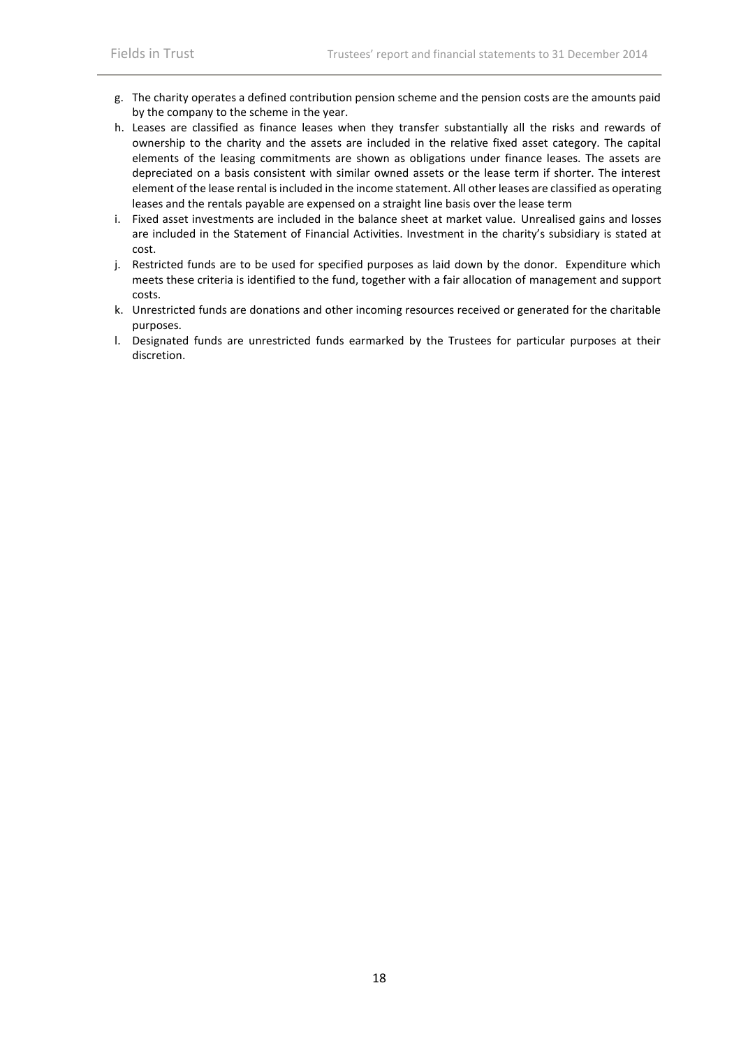g. The charity operates a defined contribution pension scheme and the pension costs are the amounts paid by the company to the scheme in the year.
h. Leases are classified as finance leases when they transfer substantially all the risks and rewards of ownership to the charity and the assets are included in the relative fixed asset category. The capital elements of the leasing commitments are shown as obligations under finance leases. The assets are depreciated on a basis consistent with similar owned assets or the lease term if shorter. The interest element of the lease rental is included in the income statement. All other leases are classified as operating leases and the rentals payable are expensed on a straight line basis over the lease term
i. Fixed asset investments are included in the balance sheet at market value. Unrealised gains and losses are included in the Statement of Financial Activities. Investment in the charity's subsidiary is stated at cost.
j. Restricted funds are to be used for specified purposes as laid down by the donor. Expenditure which meets these criteria is identified to the fund, together with a fair allocation of management and support costs.
k. Unrestricted funds are donations and other incoming resources received or generated for the charitable purposes.
l. Designated funds are unrestricted funds earmarked by the Trustees for particular purposes at their discretion.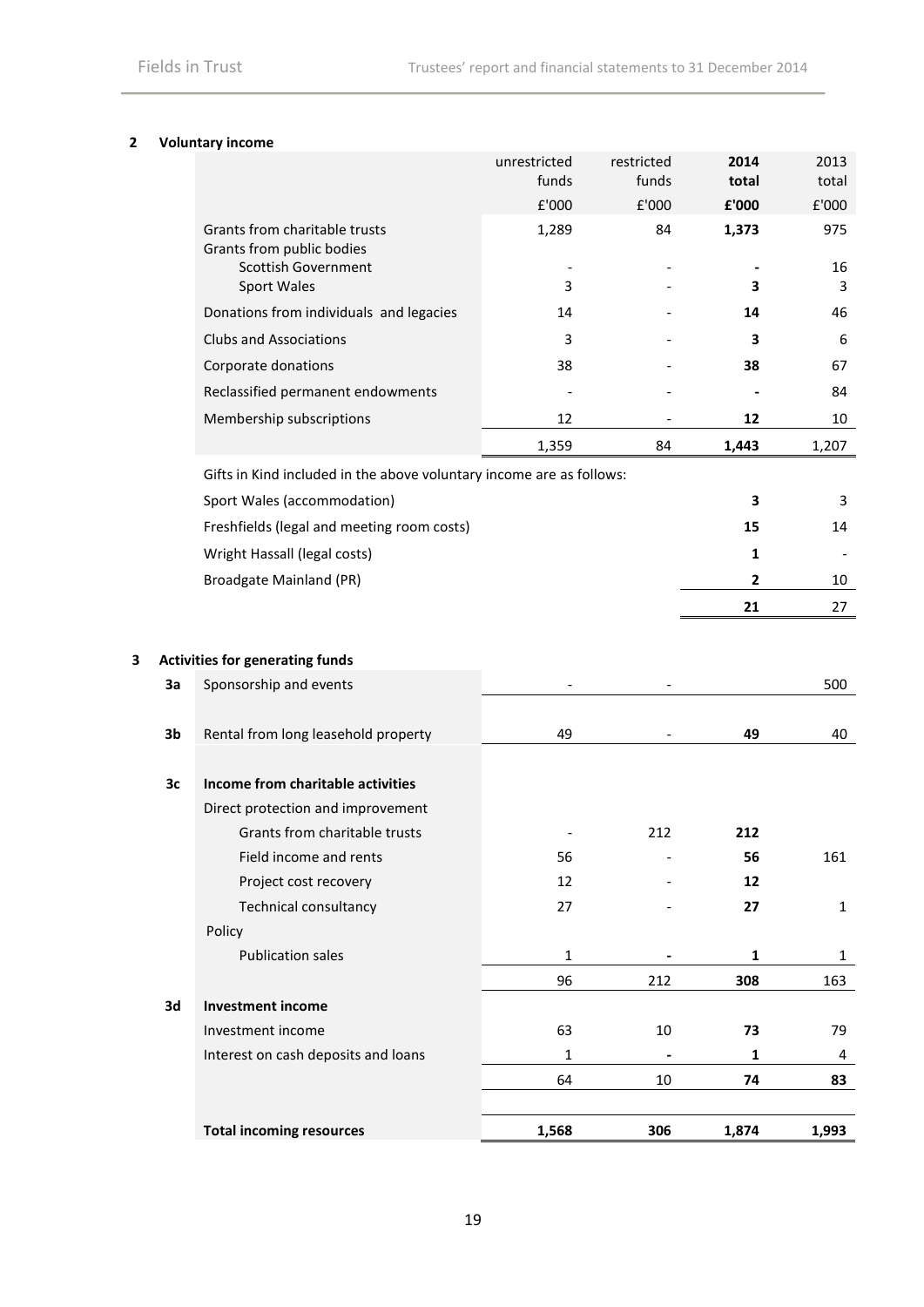## 2 Voluntary income

| | unrestricted funds | restricted funds | **2014 total** | 2013 total |
|---|---|---|---|---|
| | £'000 | £'000 | **£'000** | £'000 |
| Grants from charitable trusts | 1,289 | 84 | **1,373** | 975 |
| Grants from public bodies | | | | |
| Scottish Government | - | - | **-** | 16 |
| Sport Wales | 3 | - | **3** | 3 |
| Donations from individuals and legacies | 14 | - | **14** | 46 |
| Clubs and Associations | 3 | - | **3** | 6 |
| Corporate donations | 38 | - | **38** | 67 |
| Reclassified permanent endowments | - | - | **-** | 84 |
| Membership subscriptions | 12 | - | **12** | 10 |
| | 1,359 | 84 | **1,443** | 1,207 |

Gifts in Kind included in the above voluntary income are as follows:

| | 2014 | 2013 |
|---|---|---|
| Sport Wales (accommodation) | **3** | 3 |
| Freshfields (legal and meeting room costs) | **15** | 14 |
| Wright Hassall (legal costs) | **1** | - |
| Broadgate Mainland (PR) | **2** | 10 |
| | **21** | 27 |

## 3 Activities for generating funds

| | | unrestricted funds | restricted funds | **2014 total** | 2013 total |
|---|---|---|---|---|---|
| 3a | Sponsorship and events | - | - | | 500 |
| 3b | Rental from long leasehold property | 49 | - | **49** | 40 |
| 3c | **Income from charitable activities** | | | | |
| | Direct protection and improvement | | | | |
| | Grants from charitable trusts | - | 212 | **212** | |
| | Field income and rents | 56 | - | **56** | 161 |
| | Project cost recovery | 12 | - | **12** | |
| | Technical consultancy | 27 | - | **27** | 1 |
| | Policy | | | | |
| | Publication sales | 1 | **-** | **1** | 1 |
| | | 96 | 212 | **308** | 163 |
| 3d | **Investment income** | | | | |
| | Investment income | 63 | 10 | **73** | 79 |
| | Interest on cash deposits and loans | 1 | **-** | **1** | 4 |
| | | 64 | 10 | **74** | **83** |
| | **Total incoming resources** | **1,568** | **306** | **1,874** | **1,993** |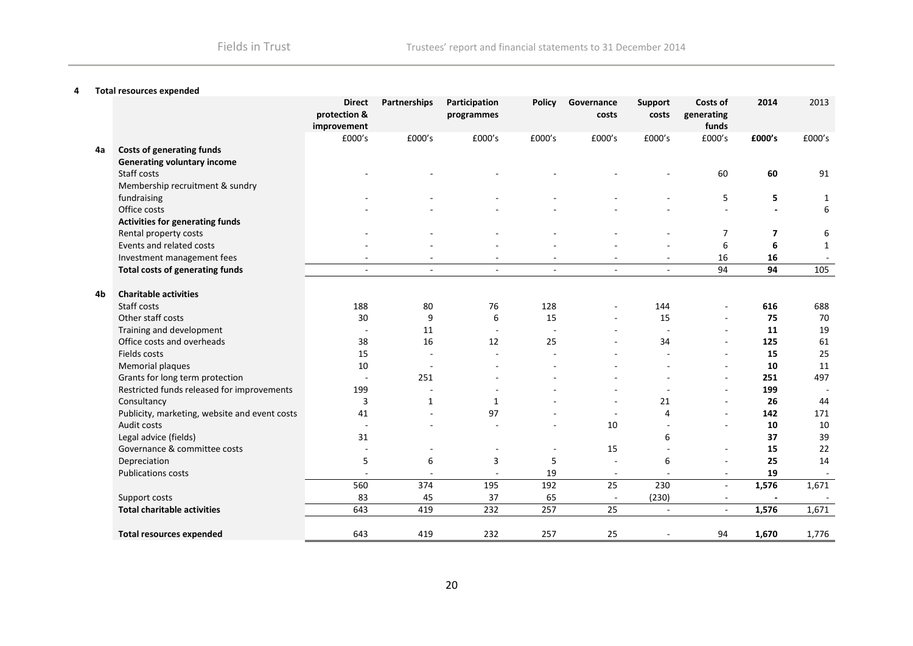## 4 Total resources expended

| | | Direct protection & improvement | Partnerships | Participation programmes | Policy | Governance costs | Support costs | Costs of generating funds | **2014** | 2013 |
|---|---|---|---|---|---|---|---|---|---|---|
| | | £000's | £000's | £000's | £000's | £000's | £000's | £000's | **£000's** | £000's |
| **4a** | **Costs of generating funds** | | | | | | | | | |
| | **Generating voluntary income** | | | | | | | | | |
| | Staff costs | - | - | - | - | - | - | 60 | **60** | 91 |
| | Membership recruitment & sundry fundraising | - | - | - | - | - | - | 5 | **5** | 1 |
| | Office costs | - | - | - | - | - | - | - | **-** | 6 |
| | **Activities for generating funds** | | | | | | | | | |
| | Rental property costs | - | - | - | - | - | - | 7 | **7** | 6 |
| | Events and related costs | - | - | - | - | - | - | 6 | **6** | 1 |
| | Investment management fees | - | - | - | - | - | - | 16 | **16** | - |
| | **Total costs of generating funds** | - | - | - | - | - | - | 94 | **94** | 105 |
| **4b** | **Charitable activities** | | | | | | | | | |
| | Staff costs | 188 | 80 | 76 | 128 | - | 144 | - | **616** | 688 |
| | Other staff costs | 30 | 9 | 6 | 15 | - | 15 | - | **75** | 70 |
| | Training and development | - | 11 | - | - | - | - | - | **11** | 19 |
| | Office costs and overheads | 38 | 16 | 12 | 25 | - | 34 | - | **125** | 61 |
| | Fields costs | 15 | - | - | - | - | - | - | **15** | 25 |
| | Memorial plaques | 10 | - | - | - | - | - | - | **10** | 11 |
| | Grants for long term protection | - | 251 | - | - | - | - | - | **251** | 497 |
| | Restricted funds released for improvements | 199 | - | - | - | - | - | - | **199** | - |
| | Consultancy | 3 | 1 | 1 | - | - | 21 | - | **26** | 44 |
| | Publicity, marketing, website and event costs | 41 | - | 97 | - | - | 4 | - | **142** | 171 |
| | Audit costs | - | - | - | - | 10 | - | - | **10** | 10 |
| | Legal advice (fields) | 31 | | | | | 6 | | **37** | 39 |
| | Governance & committee costs | - | - | - | - | 15 | - | - | **15** | 22 |
| | Depreciation | 5 | 6 | 3 | 5 | - | 6 | - | **25** | 14 |
| | Publications costs | - | - | - | 19 | - | - | - | **19** | - |
| | | 560 | 374 | 195 | 192 | 25 | 230 | - | **1,576** | 1,671 |
| | Support costs | 83 | 45 | 37 | 65 | - | (230) | - | **-** | - |
| | **Total charitable activities** | 643 | 419 | 232 | 257 | 25 | - | - | **1,576** | 1,671 |
| | **Total resources expended** | 643 | 419 | 232 | 257 | 25 | - | 94 | **1,670** | 1,776 |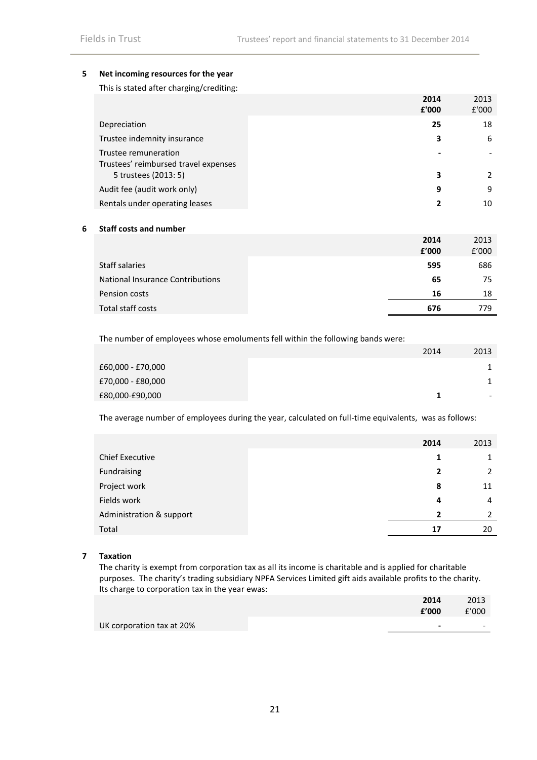## 5 Net incoming resources for the year

This is stated after charging/crediting:

| | **2014 £'000** | 2013 £'000 |
|---|---|---|
| Depreciation | **25** | 18 |
| Trustee indemnity insurance | **3** | 6 |
| Trustee remuneration | **-** | - |
| Trustees' reimbursed travel expenses 5 trustees (2013: 5) | **3** | 2 |
| Audit fee (audit work only) | **9** | 9 |
| Rentals under operating leases | **2** | 10 |

## 6 Staff costs and number

| | **2014 £'000** | 2013 £'000 |
|---|---|---|
| Staff salaries | **595** | 686 |
| National Insurance Contributions | **65** | 75 |
| Pension costs | **16** | 18 |
| Total staff costs | **676** | 779 |

The number of employees whose emoluments fell within the following bands were:

| | 2014 | 2013 |
|---|---|---|
| £60,000 - £70,000 | | 1 |
| £70,000 - £80,000 | | 1 |
| £80,000-£90,000 | **1** | - |

The average number of employees during the year, calculated on full-time equivalents, was as follows:

| | **2014** | 2013 |
|---|---|---|
| Chief Executive | **1** | 1 |
| Fundraising | **2** | 2 |
| Project work | **8** | 11 |
| Fields work | **4** | 4 |
| Administration & support | **2** | 2 |
| Total | **17** | 20 |

## 7 Taxation

The charity is exempt from corporation tax as all its income is charitable and is applied for charitable purposes. The charity's trading subsidiary NPFA Services Limited gift aids available profits to the charity. Its charge to corporation tax in the year ewas:

| | **2014 £'000** | 2013 £'000 |
|---|---|---|
| UK corporation tax at 20% | **-** | - |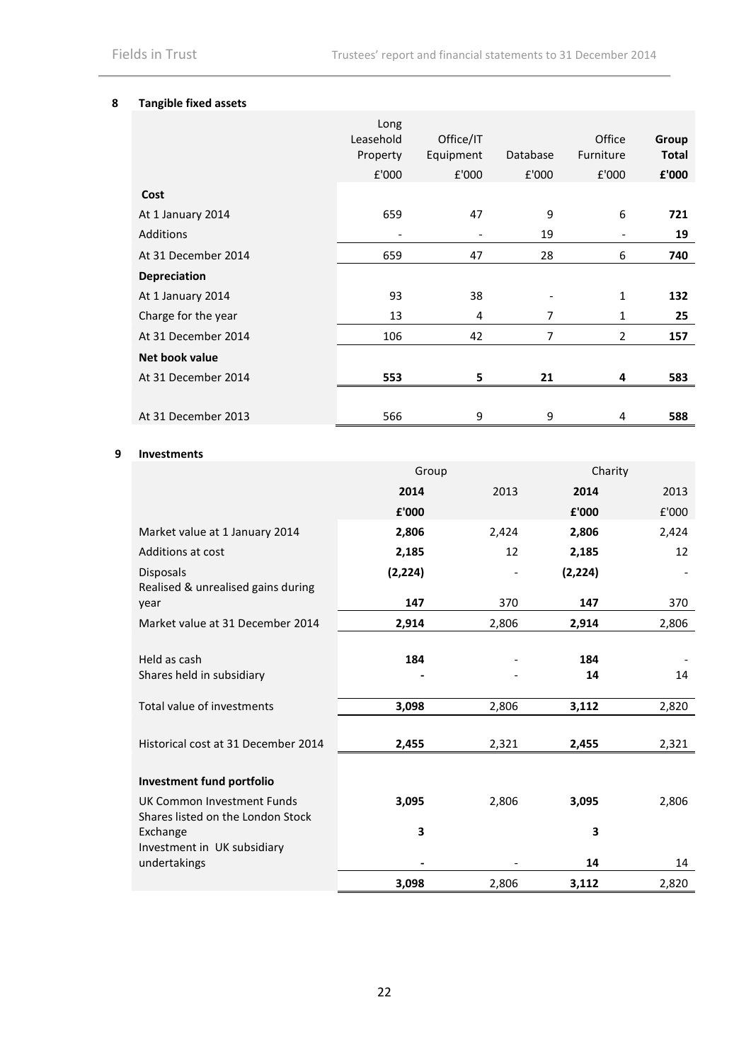## 8 Tangible fixed assets

| | Long Leasehold Property | Office/IT Equipment | Database | Office Furniture | **Group Total** |
|---|---|---|---|---|---|
| | £'000 | £'000 | £'000 | £'000 | **£'000** |
| **Cost** | | | | | |
| At 1 January 2014 | 659 | 47 | 9 | 6 | **721** |
| Additions | - | - | 19 | - | **19** |
| At 31 December 2014 | 659 | 47 | 28 | 6 | **740** |
| **Depreciation** | | | | | |
| At 1 January 2014 | 93 | 38 | - | 1 | **132** |
| Charge for the year | 13 | 4 | 7 | 1 | **25** |
| At 31 December 2014 | 106 | 42 | 7 | 2 | **157** |
| **Net book value** | | | | | |
| At 31 December 2014 | **553** | **5** | **21** | **4** | **583** |
| At 31 December 2013 | 566 | 9 | 9 | 4 | **588** |

## 9 Investments

| | Group | | Charity | |
|---|---|---|---|---|
| | **2014** | 2013 | **2014** | 2013 |
| | **£'000** | | **£'000** | £'000 |
| Market value at 1 January 2014 | **2,806** | 2,424 | **2,806** | 2,424 |
| Additions at cost | **2,185** | 12 | **2,185** | 12 |
| Disposals | **(2,224)** | - | **(2,224)** | - |
| Realised & unrealised gains during year | **147** | 370 | **147** | 370 |
| Market value at 31 December 2014 | **2,914** | 2,806 | **2,914** | 2,806 |
| Held as cash | **184** | - | **184** | - |
| Shares held in subsidiary | **-** | - | **14** | 14 |
| Total value of investments | **3,098** | 2,806 | **3,112** | 2,820 |
| Historical cost at 31 December 2014 | **2,455** | 2,321 | **2,455** | 2,321 |
| **Investment fund portfolio** | | | | |
| UK Common Investment Funds | **3,095** | 2,806 | **3,095** | 2,806 |
| Shares listed on the London Stock Exchange | **3** | | **3** | |
| Investment in UK subsidiary undertakings | **-** | - | **14** | 14 |
| | **3,098** | 2,806 | **3,112** | 2,820 |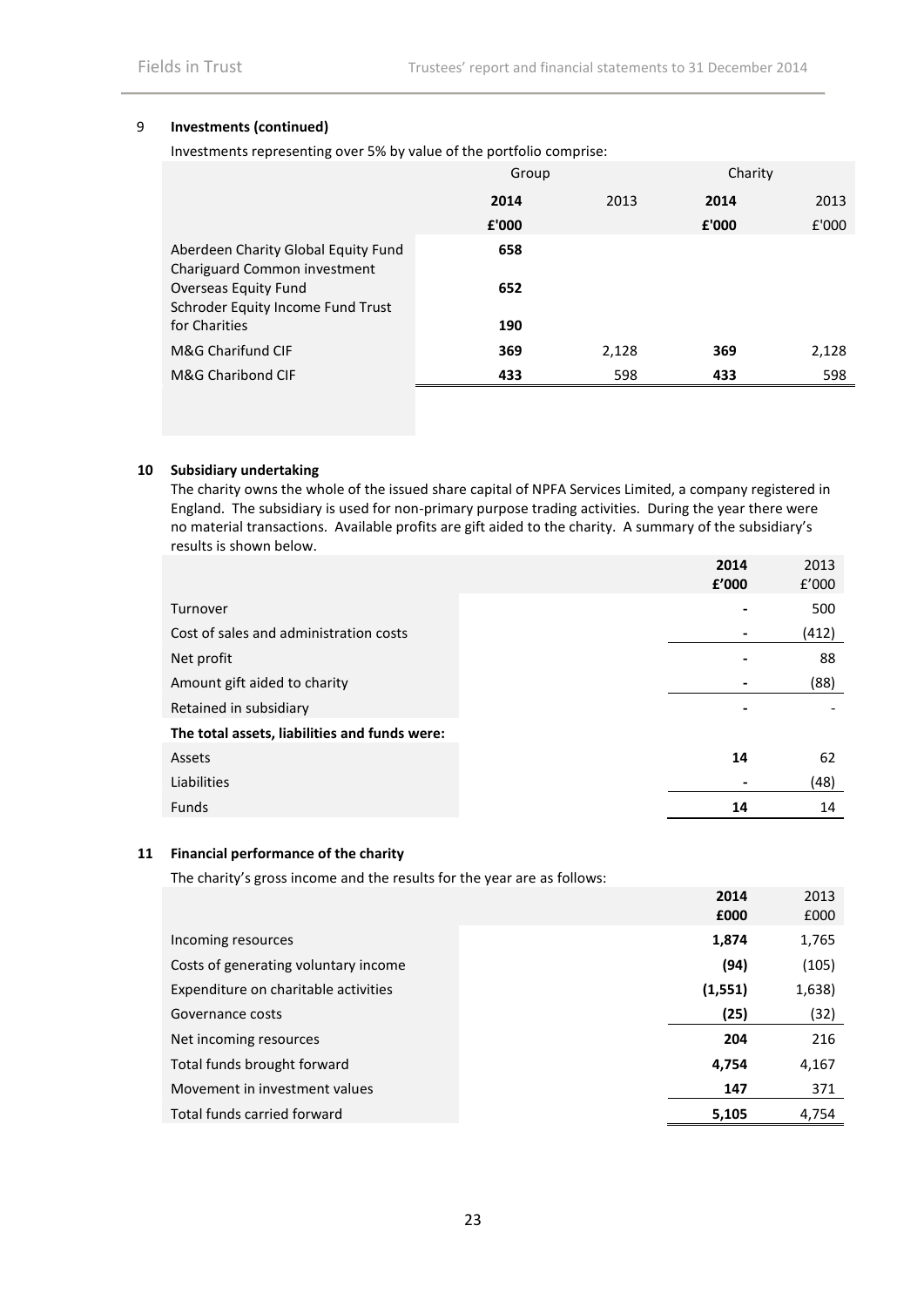## 9 Investments (continued)

Investments representing over 5% by value of the portfolio comprise:

| | Group | | Charity | |
|---|---|---|---|---|
| | **2014** | 2013 | **2014** | 2013 |
| | **£'000** | | **£'000** | £'000 |
| Aberdeen Charity Global Equity Fund | **658** | | | |
| Chariguard Common investment Overseas Equity Fund | **652** | | | |
| Schroder Equity Income Fund Trust for Charities | **190** | | | |
| M&G Charifund CIF | **369** | 2,128 | **369** | 2,128 |
| M&G Charibond CIF | **433** | 598 | **433** | 598 |

## 10 Subsidiary undertaking

The charity owns the whole of the issued share capital of NPFA Services Limited, a company registered in England. The subsidiary is used for non-primary purpose trading activities. During the year there were no material transactions. Available profits are gift aided to the charity. A summary of the subsidiary's results is shown below.

| | **2014** | 2013 |
|---|---|---|
| | **£'000** | £'000 |
| Turnover | **-** | 500 |
| Cost of sales and administration costs | **-** | (412) |
| Net profit | **-** | 88 |
| Amount gift aided to charity | **-** | (88) |
| Retained in subsidiary | **-** | - |
| **The total assets, liabilities and funds were:** | | |
| Assets | **14** | 62 |
| Liabilities | **-** | (48) |
| Funds | **14** | 14 |

## 11 Financial performance of the charity

The charity's gross income and the results for the year are as follows:

| | **2014** | 2013 |
|---|---|---|
| | **£000** | £000 |
| Incoming resources | **1,874** | 1,765 |
| Costs of generating voluntary income | **(94)** | (105) |
| Expenditure on charitable activities | **(1,551)** | 1,638) |
| Governance costs | **(25)** | (32) |
| Net incoming resources | **204** | 216 |
| Total funds brought forward | **4,754** | 4,167 |
| Movement in investment values | **147** | 371 |
| Total funds carried forward | **5,105** | 4,754 |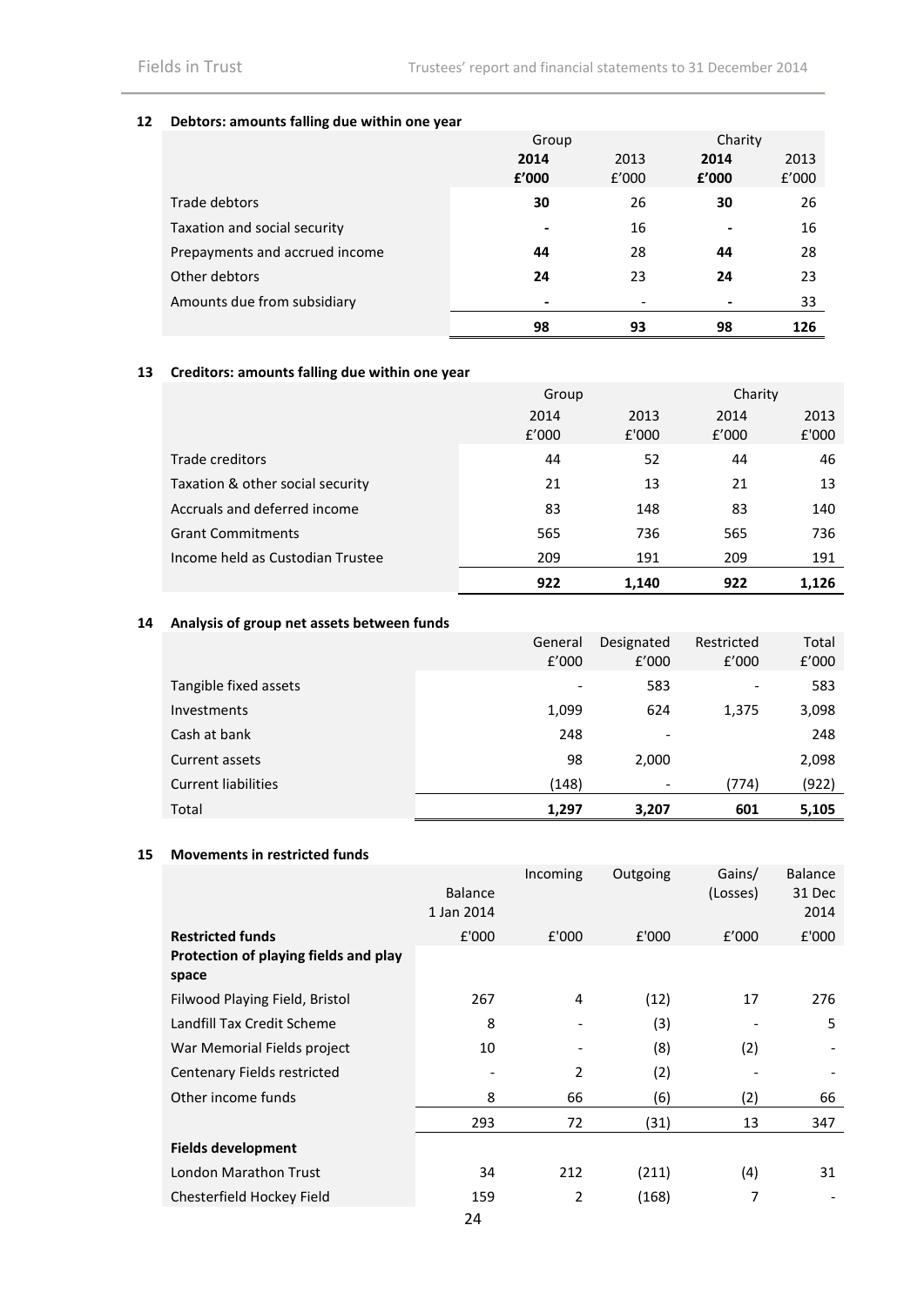## 12 Debtors: amounts falling due within one year

| | Group | | Charity | |
|---|---|---|---|---|
| | **2014** | 2013 | **2014** | 2013 |
| | **£'000** | £'000 | **£'000** | £'000 |
| Trade debtors | **30** | 26 | **30** | 26 |
| Taxation and social security | **-** | 16 | **-** | 16 |
| Prepayments and accrued income | **44** | 28 | **44** | 28 |
| Other debtors | **24** | 23 | **24** | 23 |
| Amounts due from subsidiary | **-** | - | **-** | 33 |
| | **98** | **93** | **98** | **126** |

## 13 Creditors: amounts falling due within one year

| | Group | | Charity | |
|---|---|---|---|---|
| | 2014 | 2013 | 2014 | 2013 |
| | £'000 | £'000 | £'000 | £'000 |
| Trade creditors | 44 | 52 | 44 | 46 |
| Taxation & other social security | 21 | 13 | 21 | 13 |
| Accruals and deferred income | 83 | 148 | 83 | 140 |
| Grant Commitments | 565 | 736 | 565 | 736 |
| Income held as Custodian Trustee | 209 | 191 | 209 | 191 |
| | **922** | **1,140** | **922** | **1,126** |

## 14 Analysis of group net assets between funds

| | General £'000 | Designated £'000 | Restricted £'000 | Total £'000 |
|---|---|---|---|---|
| Tangible fixed assets | - | 583 | - | 583 |
| Investments | 1,099 | 624 | 1,375 | 3,098 |
| Cash at bank | 248 | - | | 248 |
| Current assets | 98 | 2,000 | | 2,098 |
| Current liabilities | (148) | - | (774) | (922) |
| Total | **1,297** | **3,207** | **601** | **5,105** |

## 15 Movements in restricted funds

| | Balance 1 Jan 2014 | Incoming | Outgoing | Gains/ (Losses) | Balance 31 Dec 2014 |
|---|---|---|---|---|---|
| **Restricted funds** | £'000 | £'000 | £'000 | £'000 | £'000 |
| **Protection of playing fields and play space** | | | | | |
| Filwood Playing Field, Bristol | 267 | 4 | (12) | 17 | 276 |
| Landfill Tax Credit Scheme | 8 | - | (3) | - | 5 |
| War Memorial Fields project | 10 | - | (8) | (2) | - |
| Centenary Fields restricted | - | 2 | (2) | - | - |
| Other income funds | 8 | 66 | (6) | (2) | 66 |
| | 293 | 72 | (31) | 13 | 347 |
| **Fields development** | | | | | |
| London Marathon Trust | 34 | 212 | (211) | (4) | 31 |
| Chesterfield Hockey Field | 159 | 2 | (168) | 7 | - |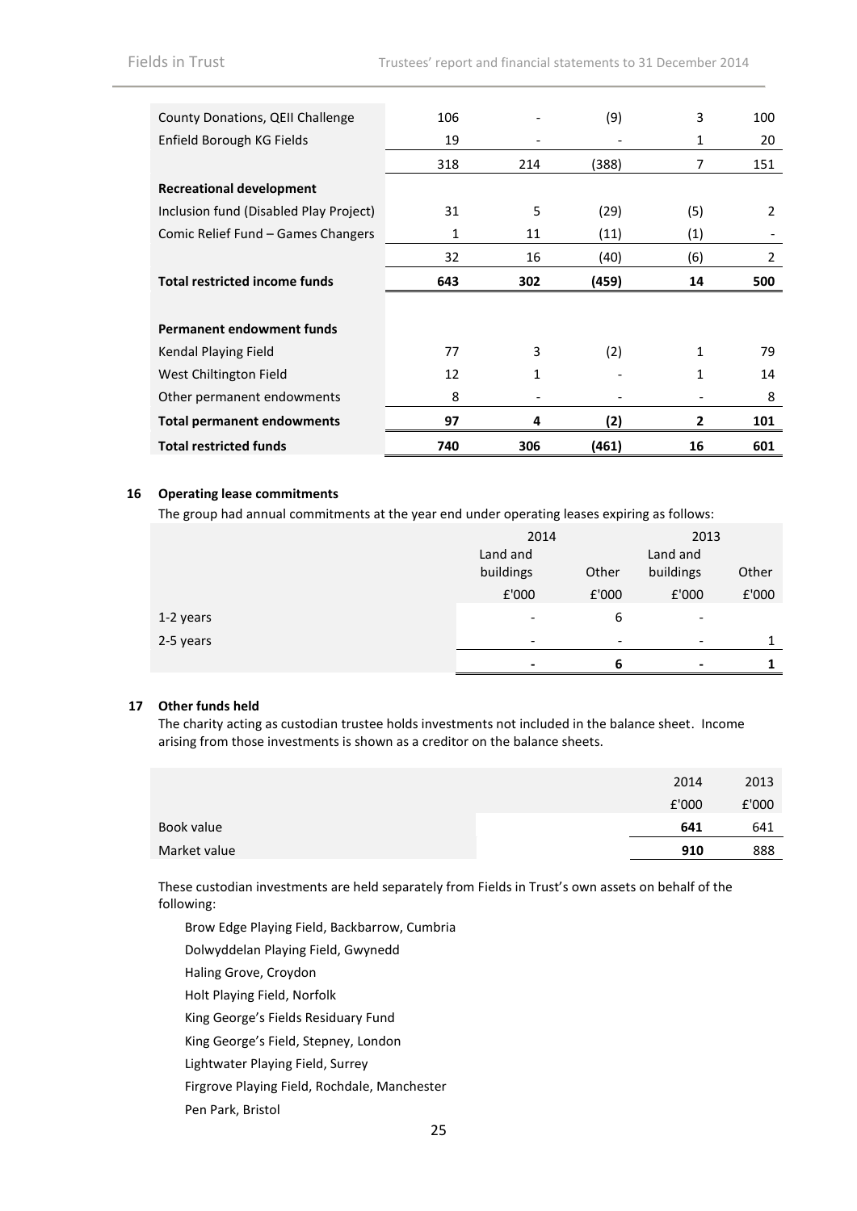| | | | | | |
|---|---|---|---|---|---|
| County Donations, QEII Challenge | 106 | - | (9) | 3 | 100 |
| Enfield Borough KG Fields | 19 | - | - | 1 | 20 |
| | 318 | 214 | (388) | 7 | 151 |
| **Recreational development** | | | | | |
| Inclusion fund (Disabled Play Project) | 31 | 5 | (29) | (5) | 2 |
| Comic Relief Fund – Games Changers | 1 | 11 | (11) | (1) | - |
| | 32 | 16 | (40) | (6) | 2 |
| **Total restricted income funds** | **643** | **302** | **(459)** | **14** | **500** |
| | | | | | |
| **Permanent endowment funds** | | | | | |
| Kendal Playing Field | 77 | 3 | (2) | 1 | 79 |
| West Chiltington Field | 12 | 1 | - | 1 | 14 |
| Other permanent endowments | 8 | - | - | - | 8 |
| **Total permanent endowments** | **97** | **4** | **(2)** | **2** | **101** |
| **Total restricted funds** | **740** | **306** | **(461)** | **16** | **601** |

## 16 Operating lease commitments

The group had annual commitments at the year end under operating leases expiring as follows:

| | 2014 | | 2013 | |
|---|---|---|---|---|
| | Land and buildings | Other | Land and buildings | Other |
| | £'000 | £'000 | £'000 | £'000 |
| 1-2 years | - | 6 | - | |
| 2-5 years | - | - | - | 1 |
| | **-** | **6** | **-** | **1** |

## 17 Other funds held

The charity acting as custodian trustee holds investments not included in the balance sheet. Income arising from those investments is shown as a creditor on the balance sheets.

| | 2014 | 2013 |
|---|---|---|
| | £'000 | £'000 |
| Book value | **641** | 641 |
| Market value | **910** | 888 |

These custodian investments are held separately from Fields in Trust's own assets on behalf of the following:

- Brow Edge Playing Field, Backbarrow, Cumbria
- Dolwyddelan Playing Field, Gwynedd
- Haling Grove, Croydon
- Holt Playing Field, Norfolk
- King George's Fields Residuary Fund
- King George's Field, Stepney, London
- Lightwater Playing Field, Surrey
- Firgrove Playing Field, Rochdale, Manchester
- Pen Park, Bristol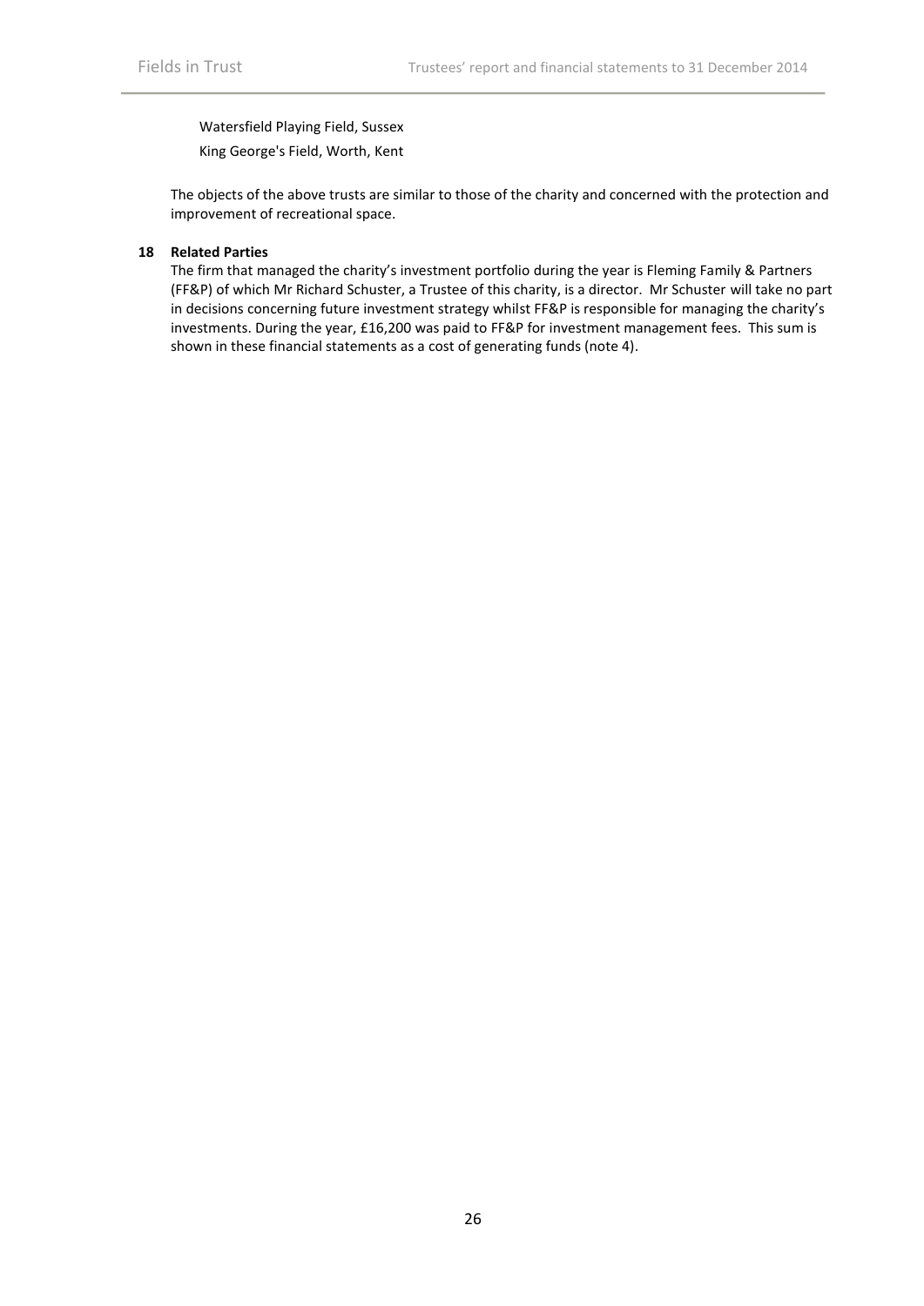Watersfield Playing Field, Sussex

King George's Field, Worth, Kent

The objects of the above trusts are similar to those of the charity and concerned with the protection and improvement of recreational space.

**18 Related Parties**

The firm that managed the charity's investment portfolio during the year is Fleming Family & Partners (FF&P) of which Mr Richard Schuster, a Trustee of this charity, is a director. Mr Schuster will take no part in decisions concerning future investment strategy whilst FF&P is responsible for managing the charity's investments. During the year, £16,200 was paid to FF&P for investment management fees. This sum is shown in these financial statements as a cost of generating funds (note 4).